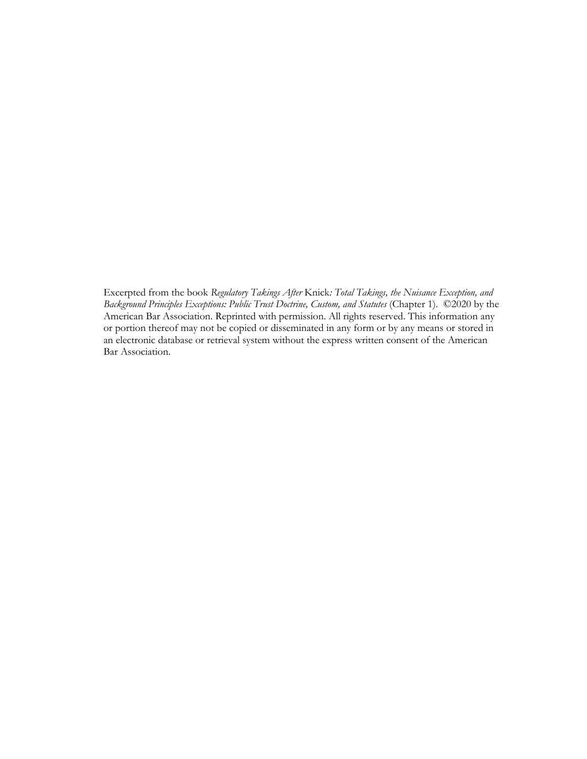Excerpted from the book *Regulatory Takings After* Knick*: Total Takings, the Nuisance Exception, and Background Principles Exceptions: Public Trust Doctrine, Custom, and Statutes* (Chapter 1). ©2020 by the American Bar Association. Reprinted with permission. All rights reserved. This information any or portion thereof may not be copied or disseminated in any form or by any means or stored in an electronic database or retrieval system without the express written consent of the American Bar Association.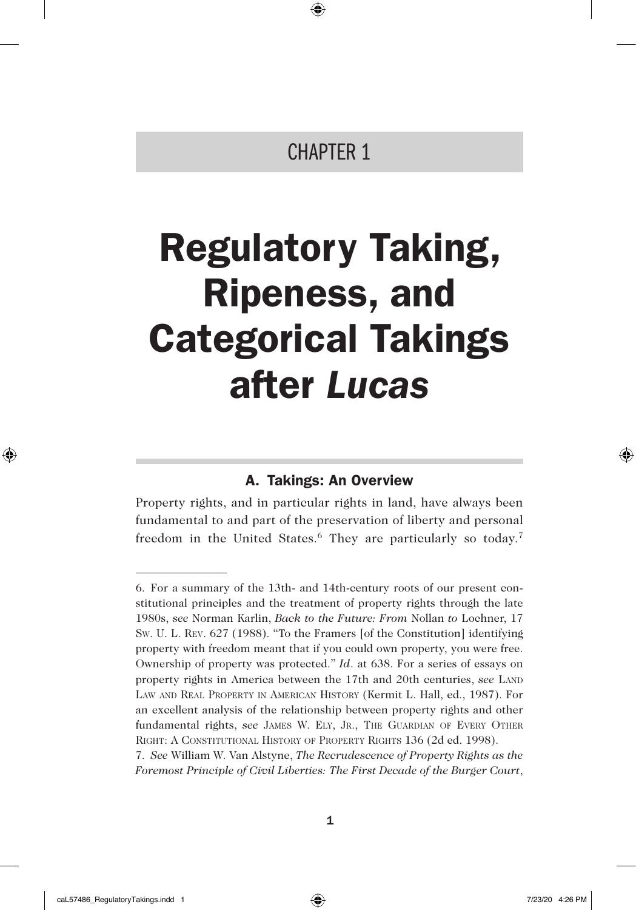# CHAPTER 1

# Regulatory Taking, Ripeness, and Categorical Takings after *Lucas*

## A. Takings: An Overview

Property rights, and in particular rights in land, have always been fundamental to and part of the preservation of liberty and personal freedom in the United States.[6] They are particularly so today.[7]

---

6. For a summary of the 13th- and 14th-century roots of our present constitutional principles and the treatment of property rights through the late 1980s, *see* Norman Karlin, *Back to the Future: From* Nollan *to* Lochner, 17 Sw. U. L. Rev. 627 (1988). "To the Framers [of the Constitution] identifying property with freedom meant that if you could own property, you were free. Ownership of property was protected." *Id*. at 638. For a series of essays on property rights in America between the 17th and 20th centuries, *see* Land Law and Real Property in American History (Kermit L. Hall, ed., 1987). For an excellent analysis of the relationship between property rights and other fundamental rights, *see* James W. Ely, Jr., The Guardian of Every Other Right: A Constitutional History of Property Rights 136 (2d ed. 1998).

7. *See* William W. Van Alstyne, *The Recrudescence of Property Rights as the Foremost Principle of Civil Liberties: The First Decade of the Burger Court*,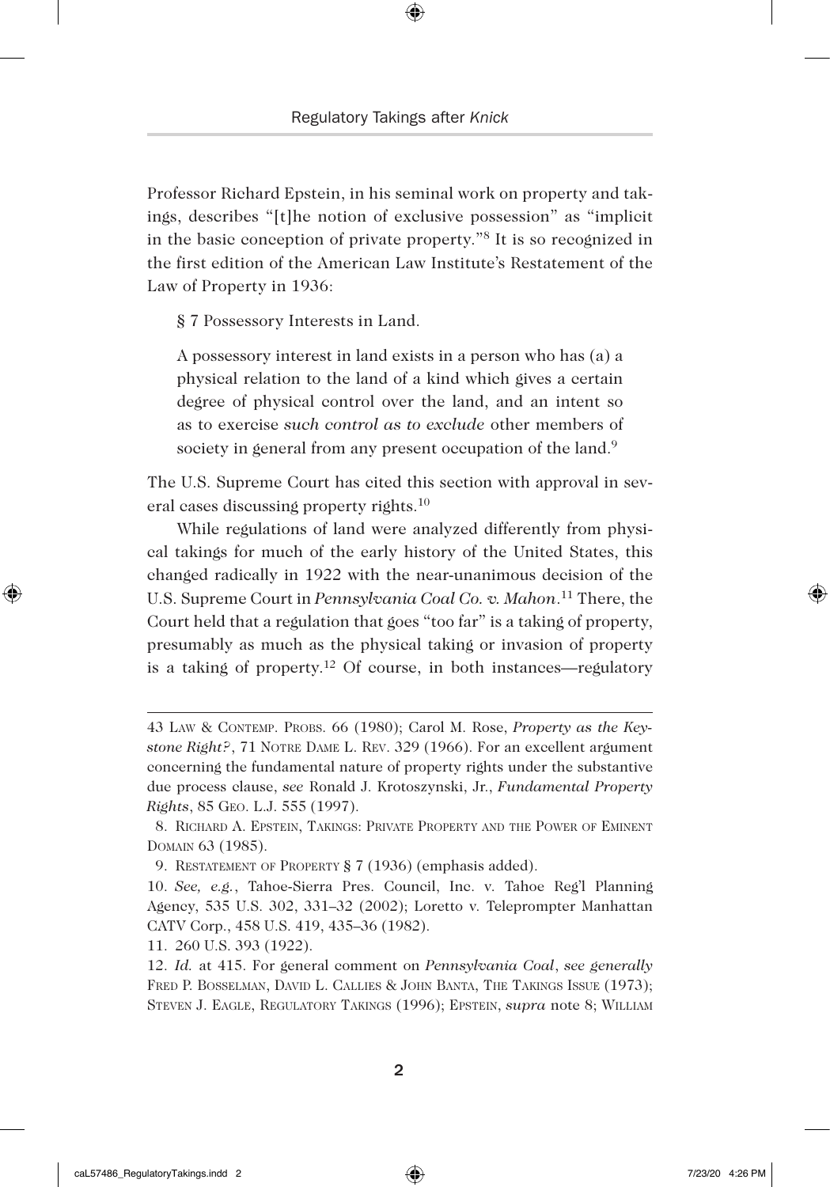Professor Richard Epstein, in his seminal work on property and takings, describes "[t]he notion of exclusive possession" as "implicit in the basic conception of private property."[8] It is so recognized in the first edition of the American Law Institute's Restatement of the Law of Property in 1936:

> § 7 Possessory Interests in Land.
>
> A possessory interest in land exists in a person who has (a) a physical relation to the land of a kind which gives a certain degree of physical control over the land, and an intent so as to exercise *such control as to exclude* other members of society in general from any present occupation of the land.[9]

The U.S. Supreme Court has cited this section with approval in several cases discussing property rights.[10]

While regulations of land were analyzed differently from physical takings for much of the early history of the United States, this changed radically in 1922 with the near-unanimous decision of the U.S. Supreme Court in *Pennsylvania Coal Co. v. Mahon*.[11] There, the Court held that a regulation that goes "too far" is a taking of property, presumably as much as the physical taking or invasion of property is a taking of property.[12] Of course, in both instances—regulatory

---

43 Law & Contemp. Probs. 66 (1980); Carol M. Rose, *Property as the Keystone Right?*, 71 Notre Dame L. Rev. 329 (1966). For an excellent argument concerning the fundamental nature of property rights under the substantive due process clause, *see* Ronald J. Krotoszynski, Jr., *Fundamental Property Rights*, 85 Geo. L.J. 555 (1997).

8. Richard A. Epstein, Takings: Private Property and the Power of Eminent Domain 63 (1985).

9. Restatement of Property § 7 (1936) (emphasis added).

10. *See, e.g.*, Tahoe-Sierra Pres. Council, Inc. v. Tahoe Reg'l Planning Agency, 535 U.S. 302, 331–32 (2002); Loretto v. Teleprompter Manhattan CATV Corp., 458 U.S. 419, 435–36 (1982).

11. 260 U.S. 393 (1922).

12. *Id.* at 415. For general comment on *Pennsylvania Coal*, *see generally* Fred P. Bosselman, David L. Callies & John Banta, The Takings Issue (1973); Steven J. Eagle, Regulatory Takings (1996); Epstein, *supra* note 8; William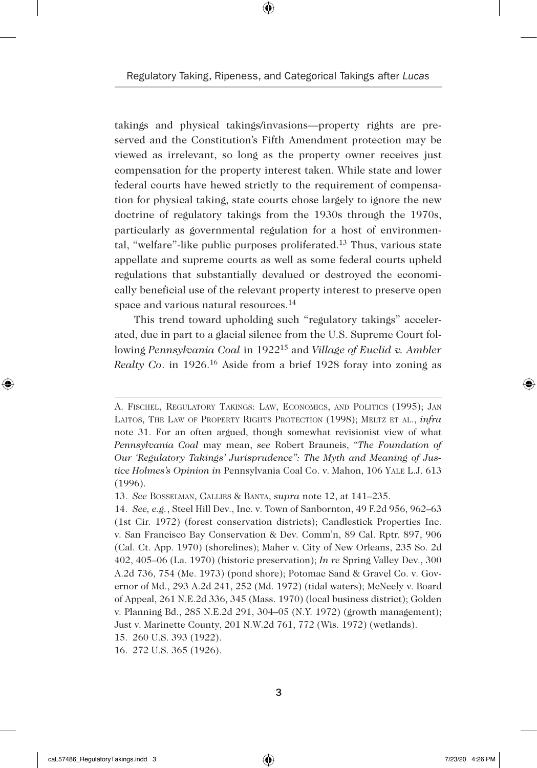takings and physical takings/invasions—property rights are preserved and the Constitution's Fifth Amendment protection may be viewed as irrelevant, so long as the property owner receives just compensation for the property interest taken. While state and lower federal courts have hewed strictly to the requirement of compensation for physical taking, state courts chose largely to ignore the new doctrine of regulatory takings from the 1930s through the 1970s, particularly as governmental regulation for a host of environmental, "welfare"-like public purposes proliferated.[13] Thus, various state appellate and supreme courts as well as some federal courts upheld regulations that substantially devalued or destroyed the economically beneficial use of the relevant property interest to preserve open space and various natural resources.[14]

This trend toward upholding such "regulatory takings" accelerated, due in part to a glacial silence from the U.S. Supreme Court following *Pennsylvania Coal* in 1922[15] and *Village of Euclid v. Ambler Realty Co*. in 1926.[16] Aside from a brief 1928 foray into zoning as

---

A. Fischel, Regulatory Takings: Law, Economics, and Politics (1995); Jan Laitos, The Law of Property Rights Protection (1998); Meltz et al., *infra* note 31. For an often argued, though somewhat revisionist view of what *Pennsylvania Coal* may mean, *see* Robert Brauneis, *"The Foundation of Our 'Regulatory Takings' Jurisprudence": The Myth and Meaning of Justice Holmes's Opinion in* Pennsylvania Coal Co. v. Mahon, 106 Yale L.J. 613 (1996).

13. *See* Bosselman, Callies & Banta, *supra* note 12, at 141–235.

14. *See, e.g.*, Steel Hill Dev., Inc. v. Town of Sanbornton, 49 F.2d 956, 962–63 (1st Cir. 1972) (forest conservation districts); Candlestick Properties Inc. v. San Francisco Bay Conservation & Dev. Comm'n, 89 Cal. Rptr. 897, 906 (Cal. Ct. App. 1970) (shorelines); Maher v. City of New Orleans, 235 So. 2d 402, 405–06 (La. 1970) (historic preservation); *In re* Spring Valley Dev., 300 A.2d 736, 754 (Me. 1973) (pond shore); Potomac Sand & Gravel Co. v. Governor of Md., 293 A.2d 241, 252 (Md. 1972) (tidal waters); McNeely v. Board of Appeal, 261 N.E.2d 336, 345 (Mass. 1970) (local business district); Golden v. Planning Bd., 285 N.E.2d 291, 304–05 (N.Y. 1972) (growth management); Just v. Marinette County, 201 N.W.2d 761, 772 (Wis. 1972) (wetlands).

15. 260 U.S. 393 (1922).

16. 272 U.S. 365 (1926).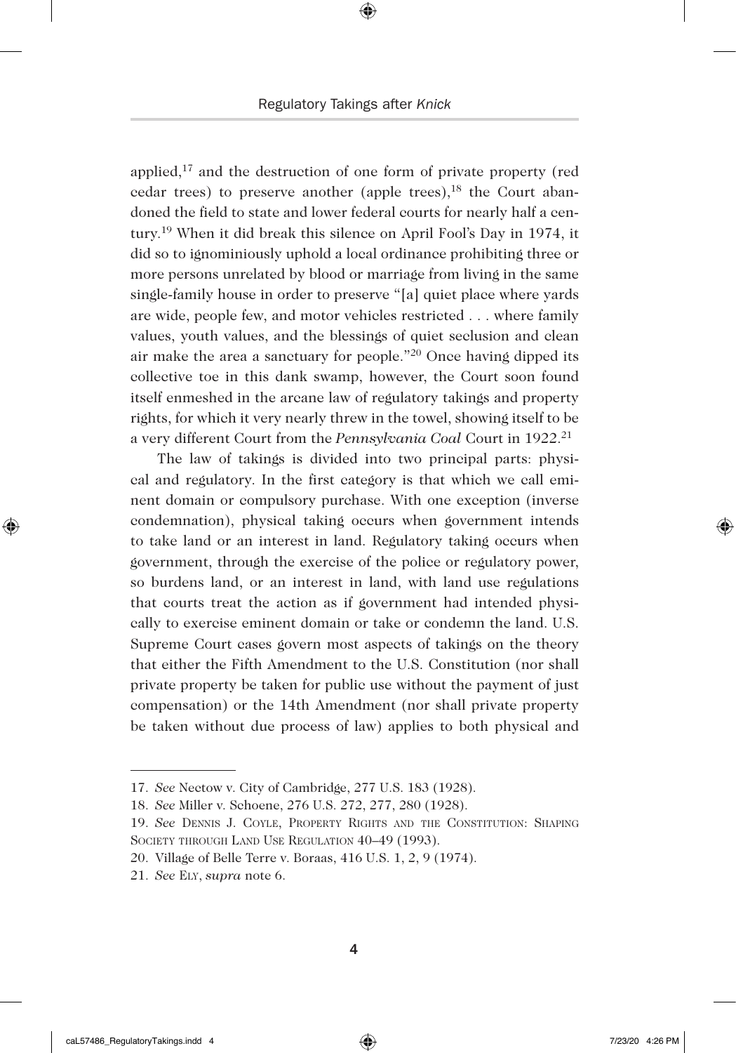applied,[17] and the destruction of one form of private property (red cedar trees) to preserve another (apple trees),[18] the Court abandoned the field to state and lower federal courts for nearly half a century.[19] When it did break this silence on April Fool's Day in 1974, it did so to ignominiously uphold a local ordinance prohibiting three or more persons unrelated by blood or marriage from living in the same single-family house in order to preserve "[a] quiet place where yards are wide, people few, and motor vehicles restricted . . . where family values, youth values, and the blessings of quiet seclusion and clean air make the area a sanctuary for people."[20] Once having dipped its collective toe in this dank swamp, however, the Court soon found itself enmeshed in the arcane law of regulatory takings and property rights, for which it very nearly threw in the towel, showing itself to be a very different Court from the *Pennsylvania Coal* Court in 1922.[21]

The law of takings is divided into two principal parts: physical and regulatory. In the first category is that which we call eminent domain or compulsory purchase. With one exception (inverse condemnation), physical taking occurs when government intends to take land or an interest in land. Regulatory taking occurs when government, through the exercise of the police or regulatory power, so burdens land, or an interest in land, with land use regulations that courts treat the action as if government had intended physically to exercise eminent domain or take or condemn the land. U.S. Supreme Court cases govern most aspects of takings on the theory that either the Fifth Amendment to the U.S. Constitution (nor shall private property be taken for public use without the payment of just compensation) or the 14th Amendment (nor shall private property be taken without due process of law) applies to both physical and

---

17. *See* Nectow v. City of Cambridge, 277 U.S. 183 (1928).

18. *See* Miller v. Schoene, 276 U.S. 272, 277, 280 (1928).

19. *See* Dennis J. Coyle, Property Rights and the Constitution: Shaping Society through Land Use Regulation 40–49 (1993).

20. Village of Belle Terre v. Boraas, 416 U.S. 1, 2, 9 (1974).

21. *See* Ely, *supra* note 6.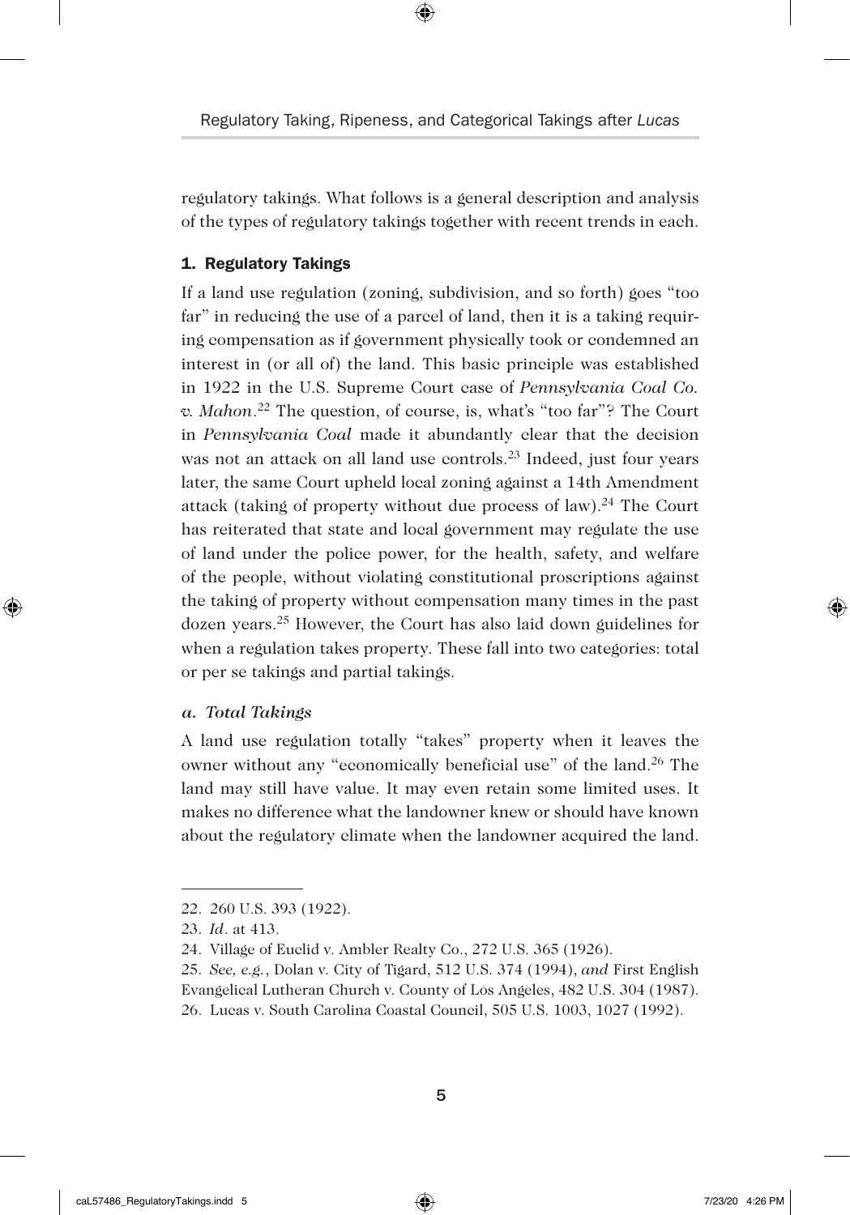regulatory takings. What follows is a general description and analysis of the types of regulatory takings together with recent trends in each.

### 1. Regulatory Takings

If a land use regulation (zoning, subdivision, and so forth) goes "too far" in reducing the use of a parcel of land, then it is a taking requiring compensation as if government physically took or condemned an interest in (or all of) the land. This basic principle was established in 1922 in the U.S. Supreme Court case of *Pennsylvania Coal Co. v. Mahon*.[22] The question, of course, is, what's "too far"? The Court in *Pennsylvania Coal* made it abundantly clear that the decision was not an attack on all land use controls.[23] Indeed, just four years later, the same Court upheld local zoning against a 14th Amendment attack (taking of property without due process of law).[24] The Court has reiterated that state and local government may regulate the use of land under the police power, for the health, safety, and welfare of the people, without violating constitutional proscriptions against the taking of property without compensation many times in the past dozen years.[25] However, the Court has also laid down guidelines for when a regulation takes property. These fall into two categories: total or per se takings and partial takings.

#### *a. Total Takings*

A land use regulation totally "takes" property when it leaves the owner without any "economically beneficial use" of the land.[26] The land may still have value. It may even retain some limited uses. It makes no difference what the landowner knew or should have known about the regulatory climate when the landowner acquired the land.

---

22. 260 U.S. 393 (1922).
23. *Id*. at 413.
24. Village of Euclid v. Ambler Realty Co., 272 U.S. 365 (1926).
25. *See, e.g.*, Dolan v. City of Tigard, 512 U.S. 374 (1994), *and* First English Evangelical Lutheran Church v. County of Los Angeles, 482 U.S. 304 (1987).
26. Lucas v. South Carolina Coastal Council, 505 U.S. 1003, 1027 (1992).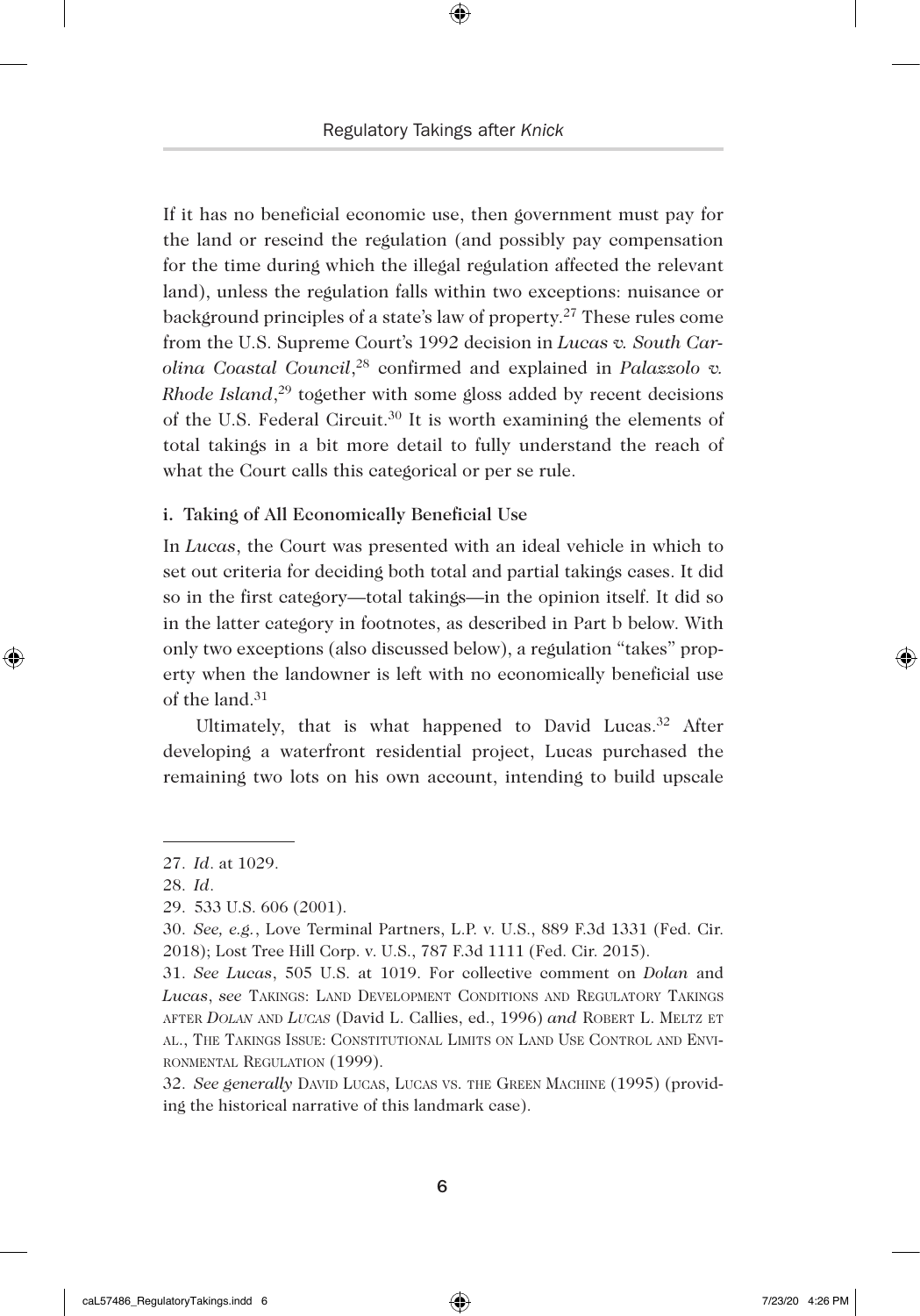If it has no beneficial economic use, then government must pay for the land or rescind the regulation (and possibly pay compensation for the time during which the illegal regulation affected the relevant land), unless the regulation falls within two exceptions: nuisance or background principles of a state's law of property.[27] These rules come from the U.S. Supreme Court's 1992 decision in *Lucas v. South Carolina Coastal Council*,[28] confirmed and explained in *Palazzolo v. Rhode Island*,[29] together with some gloss added by recent decisions of the U.S. Federal Circuit.[30] It is worth examining the elements of total takings in a bit more detail to fully understand the reach of what the Court calls this categorical or per se rule.

#### i. Taking of All Economically Beneficial Use

In *Lucas*, the Court was presented with an ideal vehicle in which to set out criteria for deciding both total and partial takings cases. It did so in the first category—total takings—in the opinion itself. It did so in the latter category in footnotes, as described in Part b below. With only two exceptions (also discussed below), a regulation "takes" property when the landowner is left with no economically beneficial use of the land.[31]

Ultimately, that is what happened to David Lucas.[32] After developing a waterfront residential project, Lucas purchased the remaining two lots on his own account, intending to build upscale

---

27. *Id*. at 1029.

28. *Id*.

29. 533 U.S. 606 (2001).

30. *See, e.g.*, Love Terminal Partners, L.P. v. U.S., 889 F.3d 1331 (Fed. Cir. 2018); Lost Tree Hill Corp. v. U.S., 787 F.3d 1111 (Fed. Cir. 2015).

31. *See Lucas*, 505 U.S. at 1019. For collective comment on *Dolan* and *Lucas*, *see* TAKINGS: LAND DEVELOPMENT CONDITIONS AND REGULATORY TAKINGS AFTER *DOLAN* AND *LUCAS* (David L. Callies, ed., 1996) *and* ROBERT L. MELTZ ET AL., THE TAKINGS ISSUE: CONSTITUTIONAL LIMITS ON LAND USE CONTROL AND ENVIRONMENTAL REGULATION (1999).

32. *See generally* DAVID LUCAS, LUCAS VS. THE GREEN MACHINE (1995) (providing the historical narrative of this landmark case).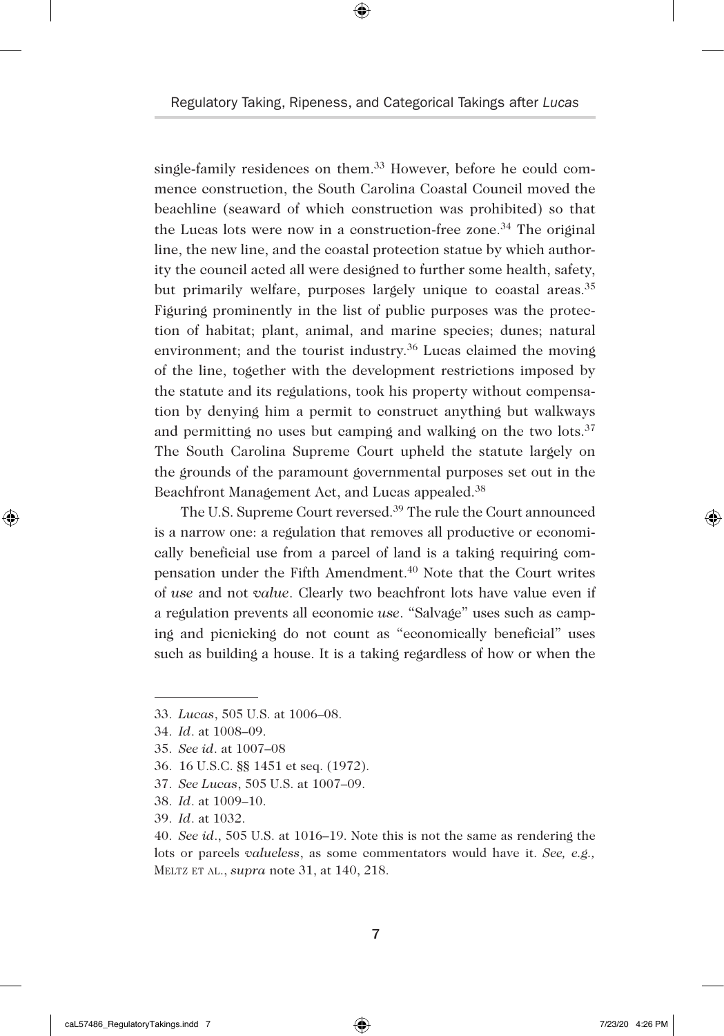single-family residences on them.[33] However, before he could commence construction, the South Carolina Coastal Council moved the beachline (seaward of which construction was prohibited) so that the Lucas lots were now in a construction-free zone.[34] The original line, the new line, and the coastal protection statue by which authority the council acted all were designed to further some health, safety, but primarily welfare, purposes largely unique to coastal areas.[35] Figuring prominently in the list of public purposes was the protection of habitat; plant, animal, and marine species; dunes; natural environment; and the tourist industry.[36] Lucas claimed the moving of the line, together with the development restrictions imposed by the statute and its regulations, took his property without compensation by denying him a permit to construct anything but walkways and permitting no uses but camping and walking on the two lots.[37] The South Carolina Supreme Court upheld the statute largely on the grounds of the paramount governmental purposes set out in the Beachfront Management Act, and Lucas appealed.[38]

The U.S. Supreme Court reversed.[39] The rule the Court announced is a narrow one: a regulation that removes all productive or economically beneficial use from a parcel of land is a taking requiring compensation under the Fifth Amendment.[40] Note that the Court writes of *use* and not *value*. Clearly two beachfront lots have value even if a regulation prevents all economic *use*. "Salvage" uses such as camping and picnicking do not count as "economically beneficial" uses such as building a house. It is a taking regardless of how or when the

---

33. *Lucas*, 505 U.S. at 1006–08.

34. *Id*. at 1008–09.

35. *See id*. at 1007–08

36. 16 U.S.C. §§ 1451 et seq. (1972).

37. *See Lucas*, 505 U.S. at 1007–09.

38. *Id*. at 1009–10.

39. *Id*. at 1032.

40. *See id*., 505 U.S. at 1016–19. Note this is not the same as rendering the lots or parcels *valueless*, as some commentators would have it. *See, e.g.*, MELTZ ET AL., *supra* note 31, at 140, 218.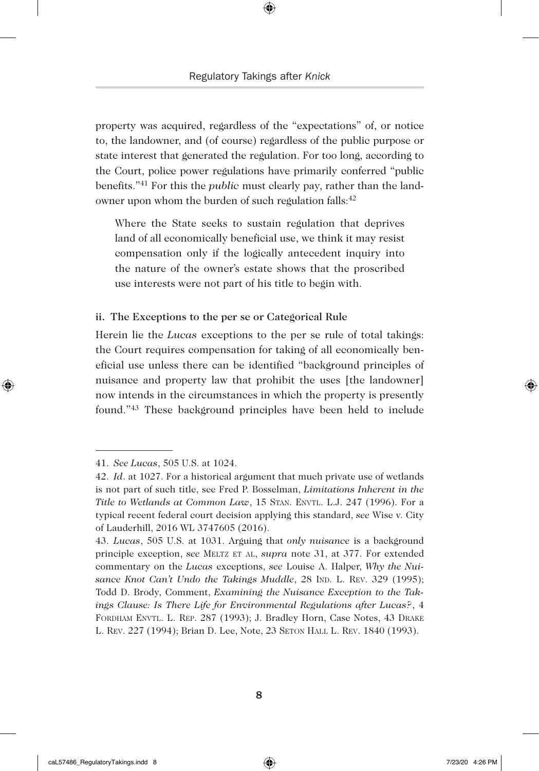property was acquired, regardless of the "expectations" of, or notice to, the landowner, and (of course) regardless of the public purpose or state interest that generated the regulation. For too long, according to the Court, police power regulations have primarily conferred "public benefits."[41] For this the *public* must clearly pay, rather than the landowner upon whom the burden of such regulation falls:[42]

> Where the State seeks to sustain regulation that deprives land of all economically beneficial use, we think it may resist compensation only if the logically antecedent inquiry into the nature of the owner's estate shows that the proscribed use interests were not part of his title to begin with.

#### ii. The Exceptions to the per se or Categorical Rule

Herein lie the *Lucas* exceptions to the per se rule of total takings: the Court requires compensation for taking of all economically beneficial use unless there can be identified "background principles of nuisance and property law that prohibit the uses [the landowner] now intends in the circumstances in which the property is presently found."[43] These background principles have been held to include

---

41. *See Lucas*, 505 U.S. at 1024.

42. *Id*. at 1027. For a historical argument that much private use of wetlands is not part of such title, see Fred P. Bosselman, *Limitations Inherent in the Title to Wetlands at Common Law*, 15 Stan. Envtl. L.J. 247 (1996). For a typical recent federal court decision applying this standard, *see* Wise v. City of Lauderhill, 2016 WL 3747605 (2016).

43. *Lucas*, 505 U.S. at 1031. Arguing that *only nuisance* is a background principle exception, *see* Meltz et al, *supra* note 31, at 377. For extended commentary on the *Lucas* exceptions, *see* Louise A. Halper, *Why the Nuisance Knot Can't Undo the Takings Muddle*, 28 Ind. L. Rev. 329 (1995); Todd D. Brody, Comment, *Examining the Nuisance Exception to the Takings Clause: Is There Life for Environmental Regulations after Lucas?*, 4 Fordham Envtl. L. Rep. 287 (1993); J. Bradley Horn, Case Notes, 43 Drake L. Rev. 227 (1994); Brian D. Lee, Note, 23 Seton Hall L. Rev. 1840 (1993).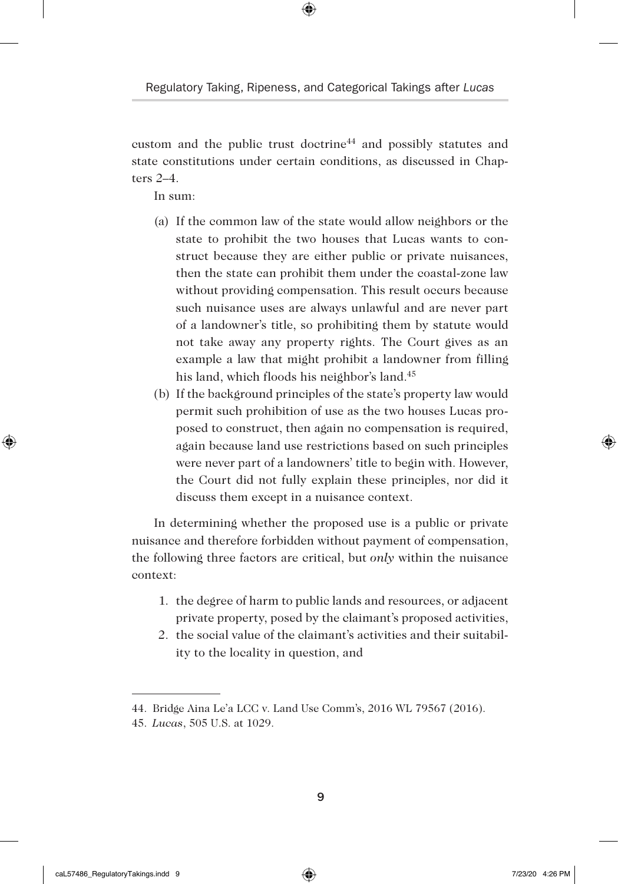custom and the public trust doctrine[44] and possibly statutes and state constitutions under certain conditions, as discussed in Chapters 2–4.

In sum:

(a) If the common law of the state would allow neighbors or the state to prohibit the two houses that Lucas wants to construct because they are either public or private nuisances, then the state can prohibit them under the coastal-zone law without providing compensation. This result occurs because such nuisance uses are always unlawful and are never part of a landowner's title, so prohibiting them by statute would not take away any property rights. The Court gives as an example a law that might prohibit a landowner from filling his land, which floods his neighbor's land.[45]

(b) If the background principles of the state's property law would permit such prohibition of use as the two houses Lucas proposed to construct, then again no compensation is required, again because land use restrictions based on such principles were never part of a landowners' title to begin with. However, the Court did not fully explain these principles, nor did it discuss them except in a nuisance context.

In determining whether the proposed use is a public or private nuisance and therefore forbidden without payment of compensation, the following three factors are critical, but *only* within the nuisance context:

1. the degree of harm to public lands and resources, or adjacent private property, posed by the claimant's proposed activities,
2. the social value of the claimant's activities and their suitability to the locality in question, and

---

44. Bridge Aina Le'a LCC v. Land Use Comm'n, 2016 WL 79567 (2016).

45. *Lucas*, 505 U.S. at 1029.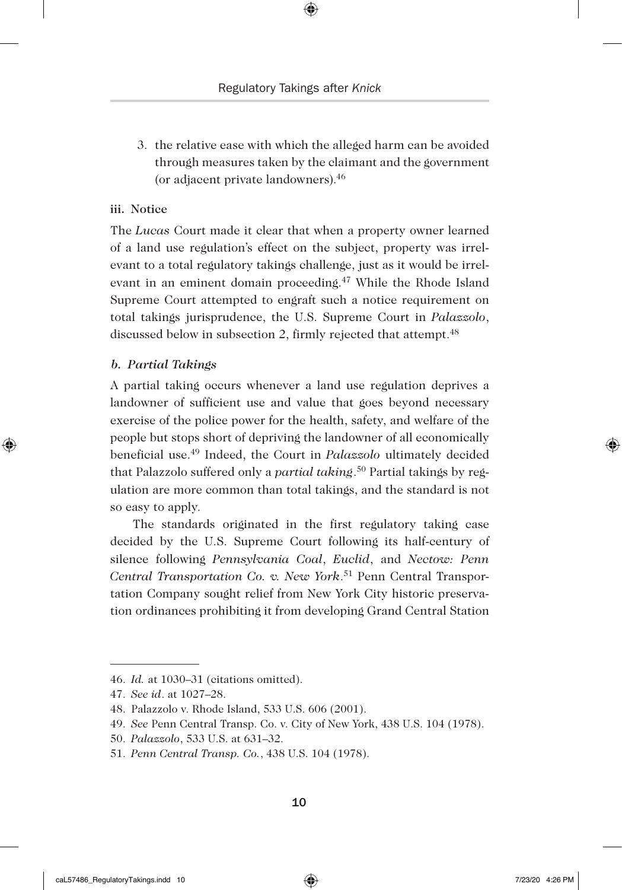3. the relative ease with which the alleged harm can be avoided through measures taken by the claimant and the government (or adjacent private landowners).[46]

#### iii. Notice

The *Lucas* Court made it clear that when a property owner learned of a land use regulation's effect on the subject, property was irrelevant to a total regulatory takings challenge, just as it would be irrelevant in an eminent domain proceeding.[47] While the Rhode Island Supreme Court attempted to engraft such a notice requirement on total takings jurisprudence, the U.S. Supreme Court in *Palazzolo*, discussed below in subsection 2, firmly rejected that attempt.[48]

### *b. Partial Takings*

A partial taking occurs whenever a land use regulation deprives a landowner of sufficient use and value that goes beyond necessary exercise of the police power for the health, safety, and welfare of the people but stops short of depriving the landowner of all economically beneficial use.[49] Indeed, the Court in *Palazzolo* ultimately decided that Palazzolo suffered only a *partial taking*.[50] Partial takings by regulation are more common than total takings, and the standard is not so easy to apply.

The standards originated in the first regulatory taking case decided by the U.S. Supreme Court following its half-century of silence following *Pennsylvania Coal*, *Euclid*, and *Nectow: Penn Central Transportation Co. v. New York*.[51] Penn Central Transportation Company sought relief from New York City historic preservation ordinances prohibiting it from developing Grand Central Station

---

46. *Id.* at 1030–31 (citations omitted).
47. *See id*. at 1027–28.
48. Palazzolo v. Rhode Island, 533 U.S. 606 (2001).
49. *See* Penn Central Transp. Co. v. City of New York, 438 U.S. 104 (1978).
50. *Palazzolo*, 533 U.S. at 631–32.
51. *Penn Central Transp. Co.*, 438 U.S. 104 (1978).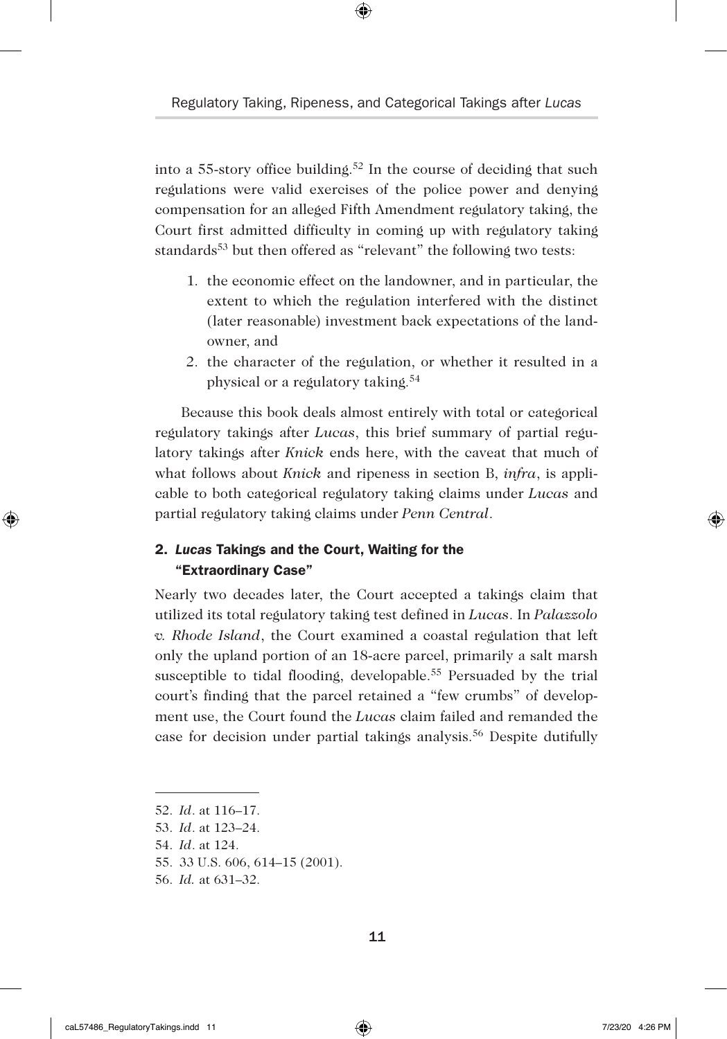into a 55-story office building.[52] In the course of deciding that such regulations were valid exercises of the police power and denying compensation for an alleged Fifth Amendment regulatory taking, the Court first admitted difficulty in coming up with regulatory taking standards[53] but then offered as "relevant" the following two tests:

1. the economic effect on the landowner, and in particular, the extent to which the regulation interfered with the distinct (later reasonable) investment back expectations of the landowner, and
2. the character of the regulation, or whether it resulted in a physical or a regulatory taking.[54]

Because this book deals almost entirely with total or categorical regulatory takings after *Lucas*, this brief summary of partial regulatory takings after *Knick* ends here, with the caveat that much of what follows about *Knick* and ripeness in section B, *infra*, is applicable to both categorical regulatory taking claims under *Lucas* and partial regulatory taking claims under *Penn Central*.

## 2. *Lucas* Takings and the Court, Waiting for the "Extraordinary Case"

Nearly two decades later, the Court accepted a takings claim that utilized its total regulatory taking test defined in *Lucas*. In *Palazzolo v. Rhode Island*, the Court examined a coastal regulation that left only the upland portion of an 18-acre parcel, primarily a salt marsh susceptible to tidal flooding, developable.[55] Persuaded by the trial court's finding that the parcel retained a "few crumbs" of development use, the Court found the *Lucas* claim failed and remanded the case for decision under partial takings analysis.[56] Despite dutifully

---

52. *Id*. at 116–17.
53. *Id*. at 123–24.
54. *Id*. at 124.
55. 33 U.S. 606, 614–15 (2001).
56. *Id.* at 631–32.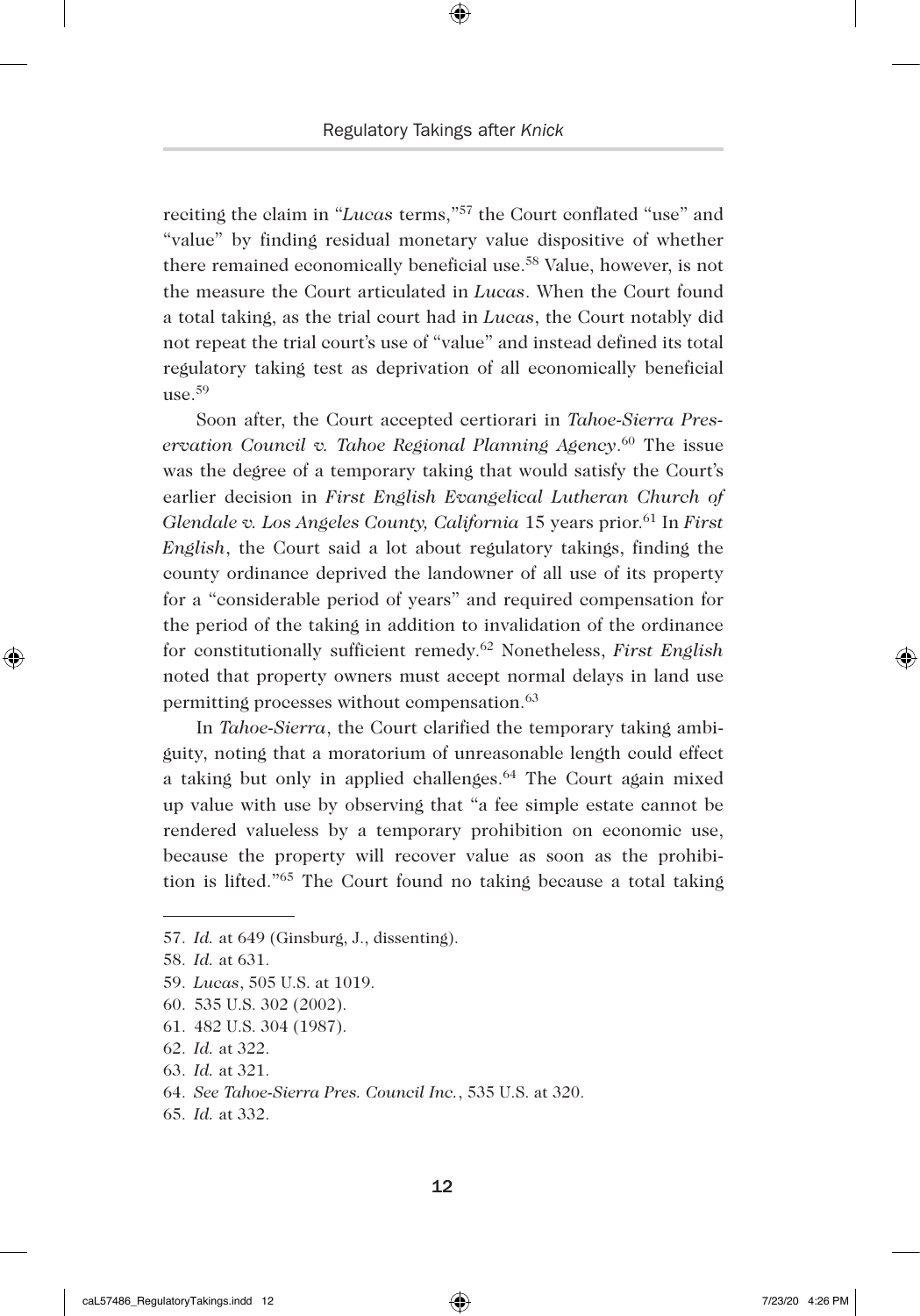reciting the claim in "*Lucas* terms,"[57] the Court conflated "use" and "value" by finding residual monetary value dispositive of whether there remained economically beneficial use.[58] Value, however, is not the measure the Court articulated in *Lucas*. When the Court found a total taking, as the trial court had in *Lucas*, the Court notably did not repeat the trial court's use of "value" and instead defined its total regulatory taking test as deprivation of all economically beneficial use.[59]

Soon after, the Court accepted certiorari in *Tahoe-Sierra Preservation Council v. Tahoe Regional Planning Agency*.[60] The issue was the degree of a temporary taking that would satisfy the Court's earlier decision in *First English Evangelical Lutheran Church of Glendale v. Los Angeles County, California* 15 years prior.[61] In *First English*, the Court said a lot about regulatory takings, finding the county ordinance deprived the landowner of all use of its property for a "considerable period of years" and required compensation for the period of the taking in addition to invalidation of the ordinance for constitutionally sufficient remedy.[62] Nonetheless, *First English* noted that property owners must accept normal delays in land use permitting processes without compensation.[63]

In *Tahoe-Sierra*, the Court clarified the temporary taking ambiguity, noting that a moratorium of unreasonable length could effect a taking but only in applied challenges.[64] The Court again mixed up value with use by observing that "a fee simple estate cannot be rendered valueless by a temporary prohibition on economic use, because the property will recover value as soon as the prohibition is lifted."[65] The Court found no taking because a total taking

---

57. *Id.* at 649 (Ginsburg, J., dissenting).

58. *Id.* at 631.

59. *Lucas*, 505 U.S. at 1019.

60. 535 U.S. 302 (2002).

61. 482 U.S. 304 (1987).

62. *Id.* at 322.

63. *Id.* at 321.

64. *See Tahoe-Sierra Pres. Council Inc.*, 535 U.S. at 320.

65. *Id.* at 332.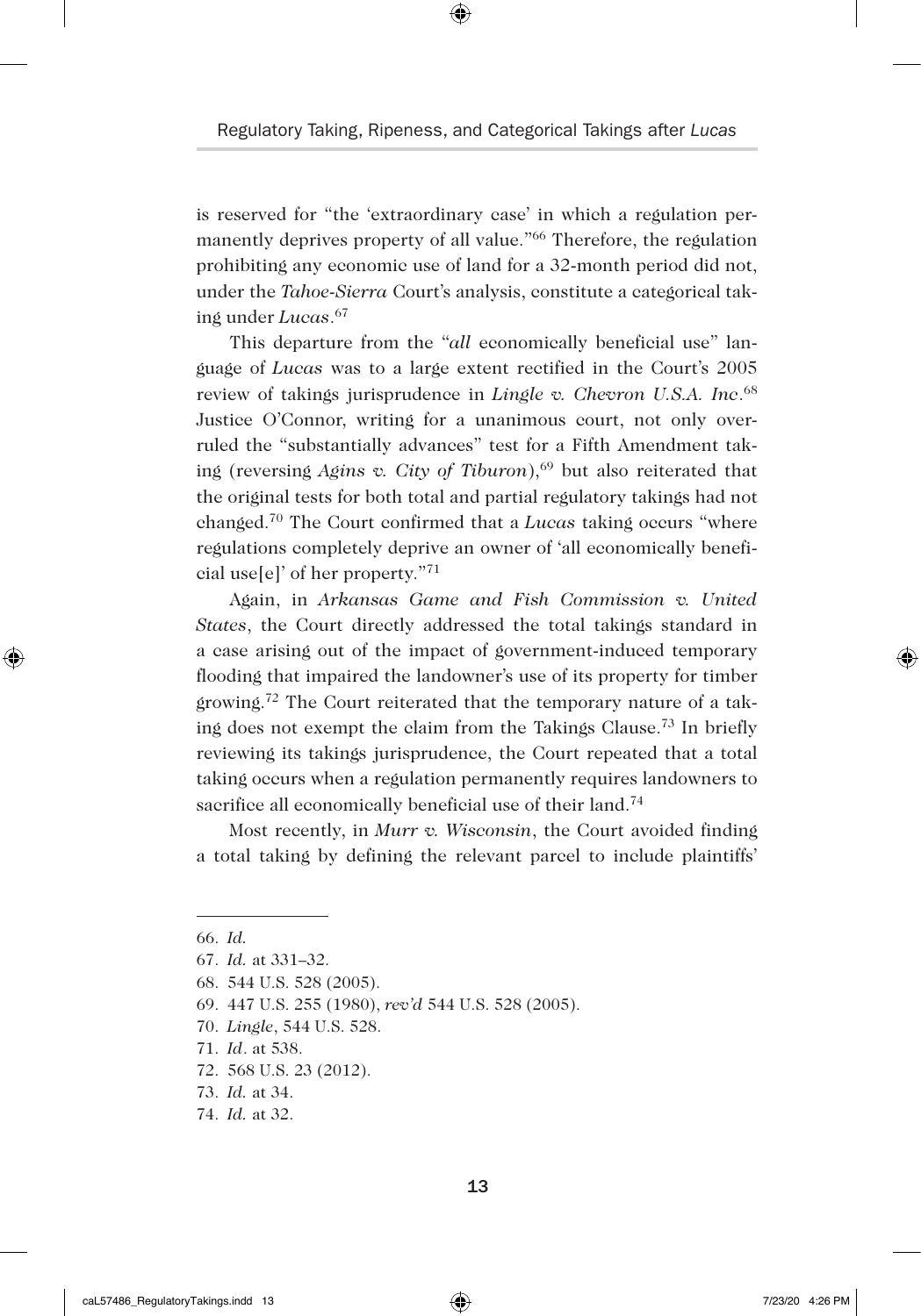is reserved for "the 'extraordinary case' in which a regulation permanently deprives property of all value."[66] Therefore, the regulation prohibiting any economic use of land for a 32-month period did not, under the *Tahoe-Sierra* Court's analysis, constitute a categorical taking under *Lucas*.[67]

This departure from the "*all* economically beneficial use" language of *Lucas* was to a large extent rectified in the Court's 2005 review of takings jurisprudence in *Lingle v. Chevron U.S.A. Inc*.[68] Justice O'Connor, writing for a unanimous court, not only overruled the "substantially advances" test for a Fifth Amendment taking (reversing *Agins v. City of Tiburon*),[69] but also reiterated that the original tests for both total and partial regulatory takings had not changed.[70] The Court confirmed that a *Lucas* taking occurs "where regulations completely deprive an owner of 'all economically beneficial use[e]' of her property."[71]

Again, in *Arkansas Game and Fish Commission v. United States*, the Court directly addressed the total takings standard in a case arising out of the impact of government-induced temporary flooding that impaired the landowner's use of its property for timber growing.[72] The Court reiterated that the temporary nature of a taking does not exempt the claim from the Takings Clause.[73] In briefly reviewing its takings jurisprudence, the Court repeated that a total taking occurs when a regulation permanently requires landowners to sacrifice all economically beneficial use of their land.[74]

Most recently, in *Murr v. Wisconsin*, the Court avoided finding a total taking by defining the relevant parcel to include plaintiffs'

---

66. *Id.*
67. *Id.* at 331–32.
68. 544 U.S. 528 (2005).
69. 447 U.S. 255 (1980), *rev'd* 544 U.S. 528 (2005).
70. *Lingle*, 544 U.S. 528.
71. *Id*. at 538.
72. 568 U.S. 23 (2012).
73. *Id.* at 34.
74. *Id.* at 32.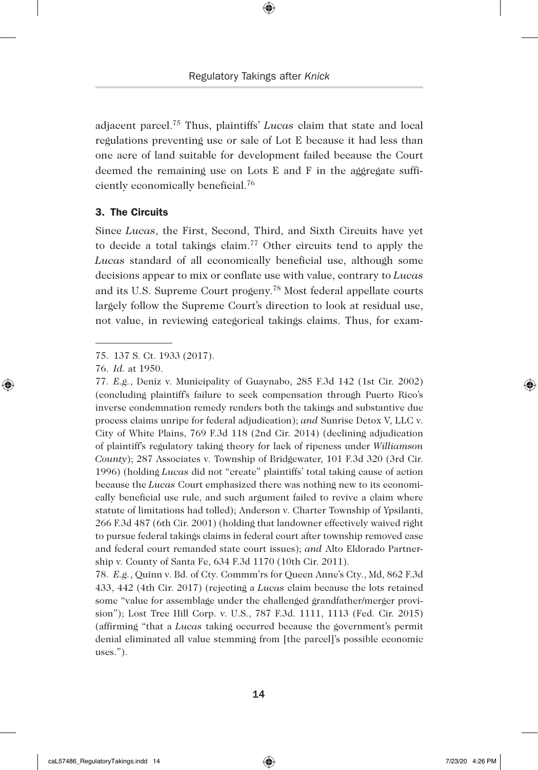adjacent parcel.[75] Thus, plaintiffs' *Lucas* claim that state and local regulations preventing use or sale of Lot E because it had less than one acre of land suitable for development failed because the Court deemed the remaining use on Lots E and F in the aggregate sufficiently economically beneficial.[76]

### 3. The Circuits

Since *Lucas*, the First, Second, Third, and Sixth Circuits have yet to decide a total takings claim.[77] Other circuits tend to apply the *Lucas* standard of all economically beneficial use, although some decisions appear to mix or conflate use with value, contrary to *Lucas* and its U.S. Supreme Court progeny.[78] Most federal appellate courts largely follow the Supreme Court's direction to look at residual use, not value, in reviewing categorical takings claims. Thus, for exam-

---

75. 137 S. Ct. 1933 (2017).

76. *Id.* at 1950.

77. *E.g.*, Deniz v. Municipality of Guaynabo, 285 F.3d 142 (1st Cir. 2002) (concluding plaintiff's failure to seek compensation through Puerto Rico's inverse condemnation remedy renders both the takings and substantive due process claims unripe for federal adjudication); *and* Sunrise Detox V, LLC v. City of White Plains, 769 F.3d 118 (2nd Cir. 2014) (declining adjudication of plaintiff's regulatory taking theory for lack of ripeness under *Williamson County*); 287 Associates v. Township of Bridgewater, 101 F.3d 320 (3rd Cir. 1996) (holding *Lucas* did not "create" plaintiffs' total taking cause of action because the *Lucas* Court emphasized there was nothing new to its economically beneficial use rule, and such argument failed to revive a claim where statute of limitations had tolled); Anderson v. Charter Township of Ypsilanti, 266 F.3d 487 (6th Cir. 2001) (holding that landowner effectively waived right to pursue federal takings claims in federal court after township removed case and federal court remanded state court issues); *and* Alto Eldorado Partnership v. County of Santa Fe, 634 F.3d 1170 (10th Cir. 2011).

78. *E.g.*, Quinn v. Bd. of Cty. Commm'rs for Queen Anne's Cty., Md, 862 F.3d 433, 442 (4th Cir. 2017) (rejecting a *Lucas* claim because the lots retained some "value for assemblage under the challenged grandfather/merger provision"); Lost Tree Hill Corp. v. U.S., 787 F.3d. 1111, 1113 (Fed. Cir. 2015) (affirming "that a *Lucas* taking occurred because the government's permit denial eliminated all value stemming from [the parcel]'s possible economic uses.").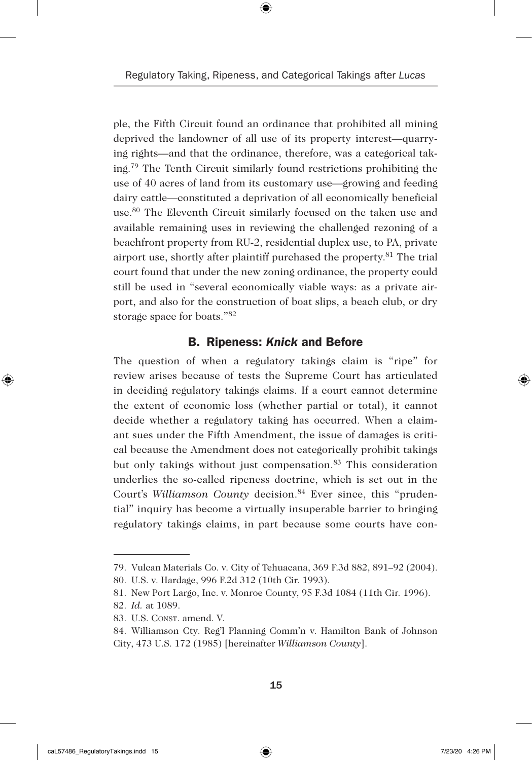ple, the Fifth Circuit found an ordinance that prohibited all mining deprived the landowner of all use of its property interest—quarrying rights—and that the ordinance, therefore, was a categorical taking.[79] The Tenth Circuit similarly found restrictions prohibiting the use of 40 acres of land from its customary use—growing and feeding dairy cattle—constituted a deprivation of all economically beneficial use.[80] The Eleventh Circuit similarly focused on the taken use and available remaining uses in reviewing the challenged rezoning of a beachfront property from RU-2, residential duplex use, to PA, private airport use, shortly after plaintiff purchased the property.[81] The trial court found that under the new zoning ordinance, the property could still be used in "several economically viable ways: as a private airport, and also for the construction of boat slips, a beach club, or dry storage space for boats."[82]

## B. Ripeness: *Knick* and Before

The question of when a regulatory takings claim is "ripe" for review arises because of tests the Supreme Court has articulated in deciding regulatory takings claims. If a court cannot determine the extent of economic loss (whether partial or total), it cannot decide whether a regulatory taking has occurred. When a claimant sues under the Fifth Amendment, the issue of damages is critical because the Amendment does not categorically prohibit takings but only takings without just compensation.[83] This consideration underlies the so-called ripeness doctrine, which is set out in the Court's *Williamson County* decision.[84] Ever since, this "prudential" inquiry has become a virtually insuperable barrier to bringing regulatory takings claims, in part because some courts have con-

---

79. Vulcan Materials Co. v. City of Tehuacana, 369 F.3d 882, 891–92 (2004).

80. U.S. v. Hardage, 996 F.2d 312 (10th Cir. 1993).

81. New Port Largo, Inc. v. Monroe County, 95 F.3d 1084 (11th Cir. 1996).

82. *Id.* at 1089.

83. U.S. Const. amend. V.

84. Williamson Cty. Reg'l Planning Comm'n v. Hamilton Bank of Johnson City, 473 U.S. 172 (1985) [hereinafter *Williamson County*].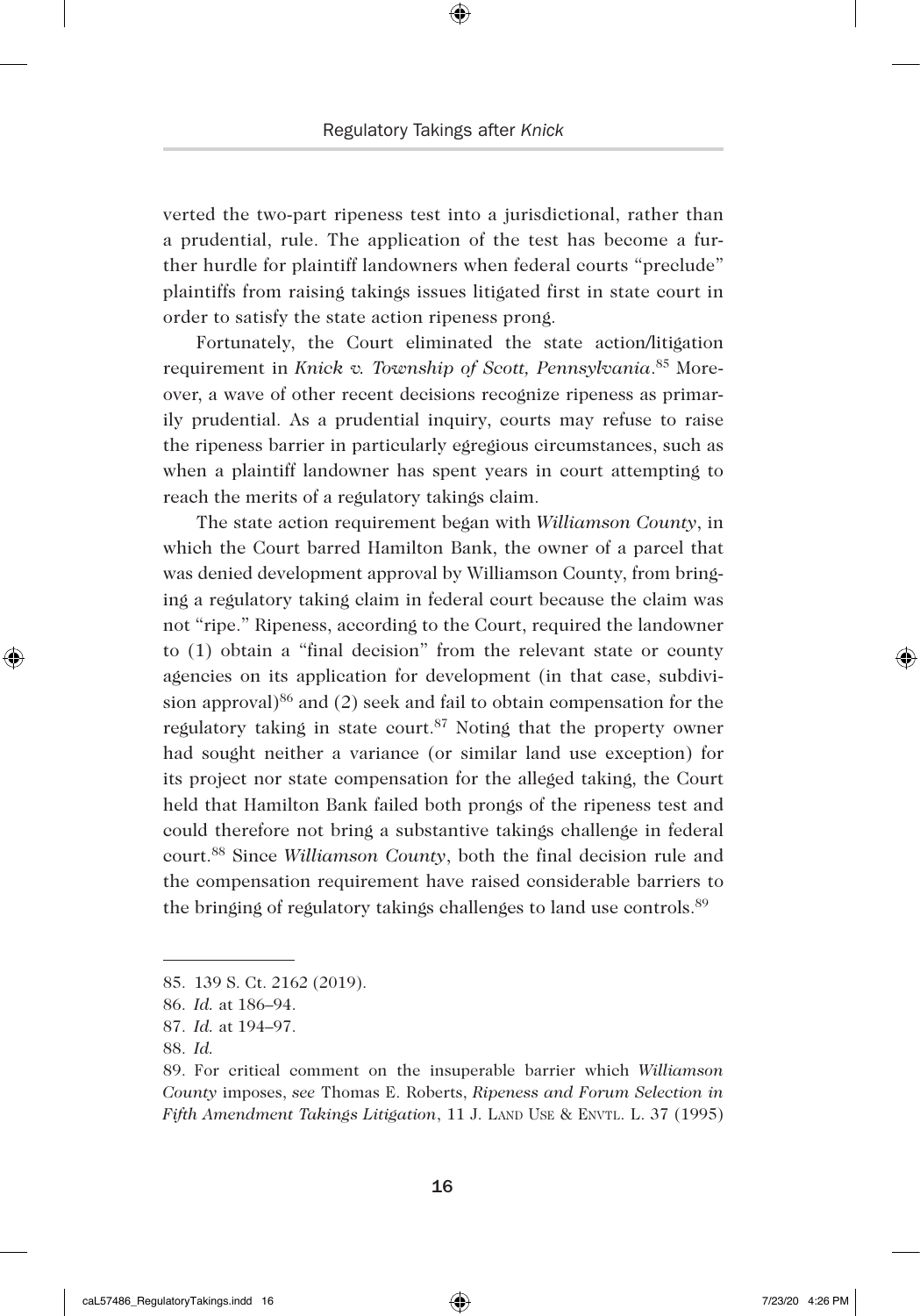verted the two-part ripeness test into a jurisdictional, rather than a prudential, rule. The application of the test has become a further hurdle for plaintiff landowners when federal courts "preclude" plaintiffs from raising takings issues litigated first in state court in order to satisfy the state action ripeness prong.

Fortunately, the Court eliminated the state action/litigation requirement in *Knick v. Township of Scott, Pennsylvania*.[85] Moreover, a wave of other recent decisions recognize ripeness as primarily prudential. As a prudential inquiry, courts may refuse to raise the ripeness barrier in particularly egregious circumstances, such as when a plaintiff landowner has spent years in court attempting to reach the merits of a regulatory takings claim.

The state action requirement began with *Williamson County*, in which the Court barred Hamilton Bank, the owner of a parcel that was denied development approval by Williamson County, from bringing a regulatory taking claim in federal court because the claim was not "ripe." Ripeness, according to the Court, required the landowner to (1) obtain a "final decision" from the relevant state or county agencies on its application for development (in that case, subdivision approval)[86] and (2) seek and fail to obtain compensation for the regulatory taking in state court.[87] Noting that the property owner had sought neither a variance (or similar land use exception) for its project nor state compensation for the alleged taking, the Court held that Hamilton Bank failed both prongs of the ripeness test and could therefore not bring a substantive takings challenge in federal court.[88] Since *Williamson County*, both the final decision rule and the compensation requirement have raised considerable barriers to the bringing of regulatory takings challenges to land use controls.[89]

---

85. 139 S. Ct. 2162 (2019).

86. *Id.* at 186–94.

87. *Id.* at 194–97.

88. *Id.*

89. For critical comment on the insuperable barrier which *Williamson County* imposes, *see* Thomas E. Roberts, *Ripeness and Forum Selection in Fifth Amendment Takings Litigation*, 11 J. Land Use & Envtl. L. 37 (1995)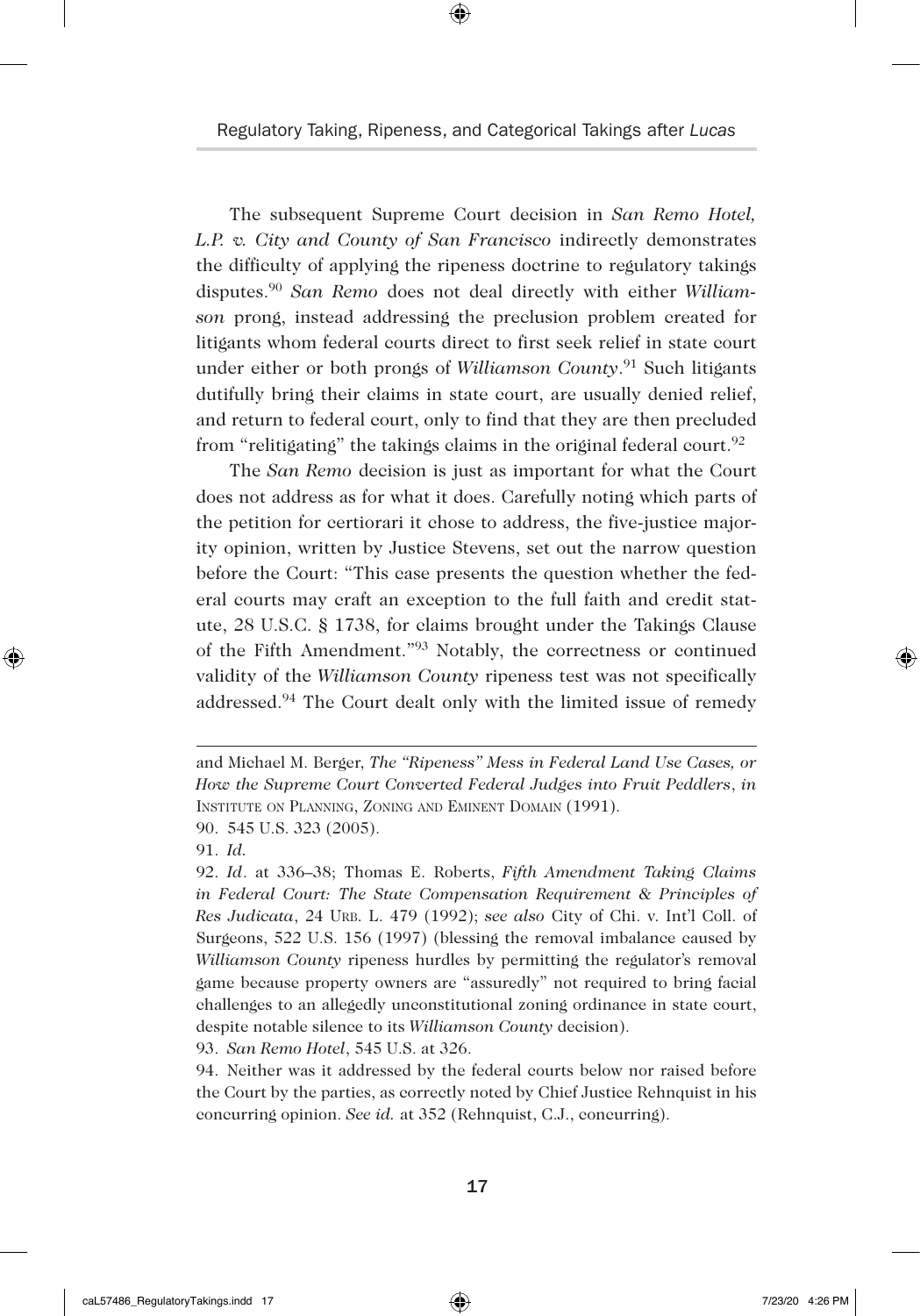The subsequent Supreme Court decision in *San Remo Hotel, L.P. v. City and County of San Francisco* indirectly demonstrates the difficulty of applying the ripeness doctrine to regulatory takings disputes.[90] *San Remo* does not deal directly with either *Williamson* prong, instead addressing the preclusion problem created for litigants whom federal courts direct to first seek relief in state court under either or both prongs of *Williamson County*.[91] Such litigants dutifully bring their claims in state court, are usually denied relief, and return to federal court, only to find that they are then precluded from "relitigating" the takings claims in the original federal court.[92]

The *San Remo* decision is just as important for what the Court does not address as for what it does. Carefully noting which parts of the petition for certiorari it chose to address, the five-justice majority opinion, written by Justice Stevens, set out the narrow question before the Court: "This case presents the question whether the federal courts may craft an exception to the full faith and credit statute, 28 U.S.C. § 1738, for claims brought under the Takings Clause of the Fifth Amendment."[93] Notably, the correctness or continued validity of the *Williamson County* ripeness test was not specifically addressed.[94] The Court dealt only with the limited issue of remedy

---

and Michael M. Berger, *The "Ripeness" Mess in Federal Land Use Cases, or How the Supreme Court Converted Federal Judges into Fruit Peddlers*, *in* INSTITUTE ON PLANNING, ZONING AND EMINENT DOMAIN (1991).

90. 545 U.S. 323 (2005).

91. *Id.*

92. *Id*. at 336–38; Thomas E. Roberts, *Fifth Amendment Taking Claims in Federal Court: The State Compensation Requirement & Principles of Res Judicata*, 24 URB. L. 479 (1992); *see also* City of Chi. v. Int'l Coll. of Surgeons, 522 U.S. 156 (1997) (blessing the removal imbalance caused by *Williamson County* ripeness hurdles by permitting the regulator's removal game because property owners are "assuredly" not required to bring facial challenges to an allegedly unconstitutional zoning ordinance in state court, despite notable silence to its *Williamson County* decision).

93. *San Remo Hotel*, 545 U.S. at 326.

94. Neither was it addressed by the federal courts below nor raised before the Court by the parties, as correctly noted by Chief Justice Rehnquist in his concurring opinion. *See id.* at 352 (Rehnquist, C.J., concurring).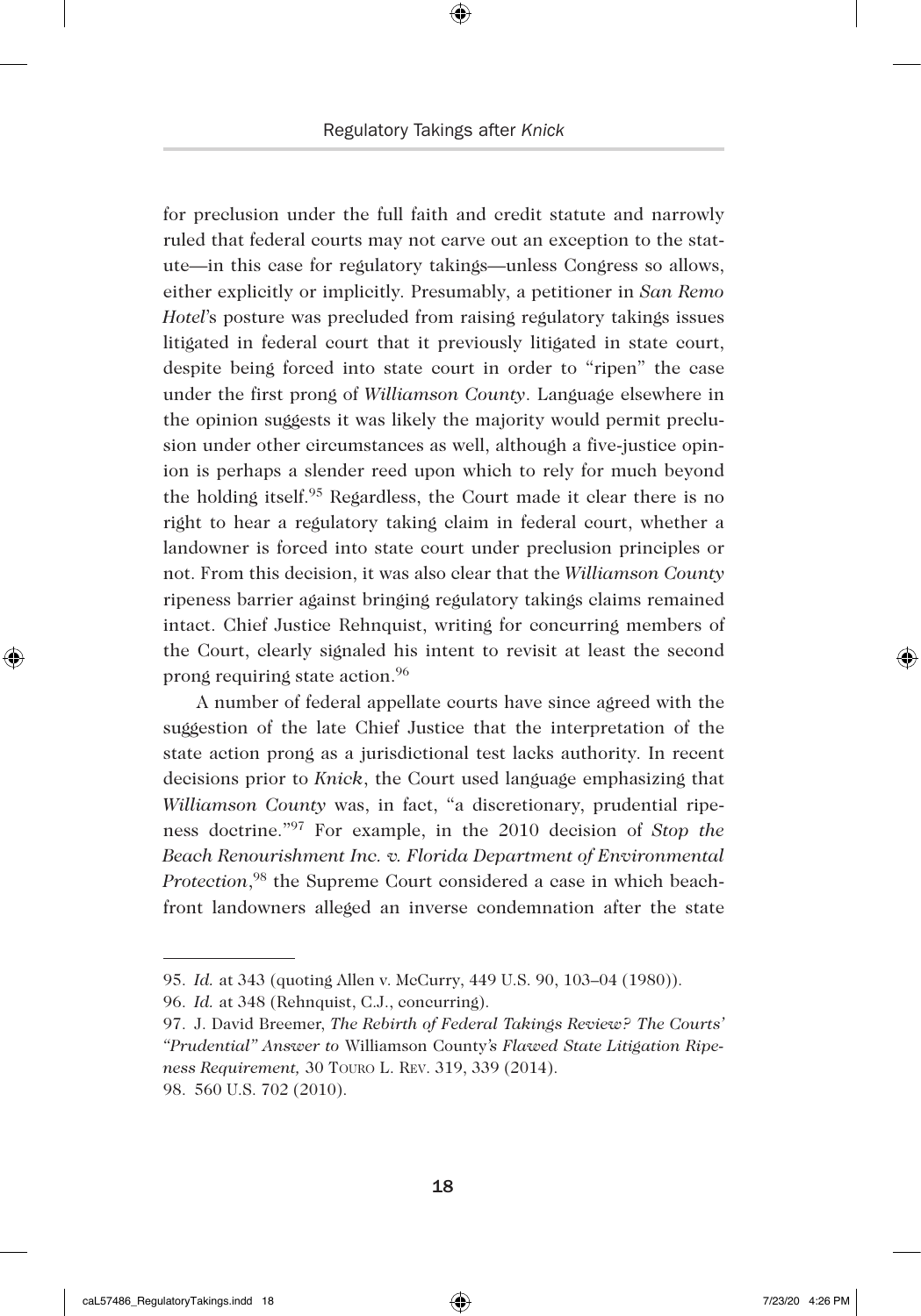for preclusion under the full faith and credit statute and narrowly ruled that federal courts may not carve out an exception to the statute—in this case for regulatory takings—unless Congress so allows, either explicitly or implicitly. Presumably, a petitioner in *San Remo Hotel*'s posture was precluded from raising regulatory takings issues litigated in federal court that it previously litigated in state court, despite being forced into state court in order to "ripen" the case under the first prong of *Williamson County*. Language elsewhere in the opinion suggests it was likely the majority would permit preclusion under other circumstances as well, although a five-justice opinion is perhaps a slender reed upon which to rely for much beyond the holding itself.[95] Regardless, the Court made it clear there is no right to hear a regulatory taking claim in federal court, whether a landowner is forced into state court under preclusion principles or not. From this decision, it was also clear that the *Williamson County* ripeness barrier against bringing regulatory takings claims remained intact. Chief Justice Rehnquist, writing for concurring members of the Court, clearly signaled his intent to revisit at least the second prong requiring state action.[96]

A number of federal appellate courts have since agreed with the suggestion of the late Chief Justice that the interpretation of the state action prong as a jurisdictional test lacks authority. In recent decisions prior to *Knick*, the Court used language emphasizing that *Williamson County* was, in fact, "a discretionary, prudential ripeness doctrine."[97] For example, in the 2010 decision of *Stop the Beach Renourishment Inc. v. Florida Department of Environmental Protection*,[98] the Supreme Court considered a case in which beachfront landowners alleged an inverse condemnation after the state

---

95. *Id.* at 343 (quoting Allen v. McCurry, 449 U.S. 90, 103–04 (1980)).

96. *Id.* at 348 (Rehnquist, C.J., concurring).

97. J. David Breemer, *The Rebirth of Federal Takings Review? The Courts' "Prudential" Answer to* Williamson County*'s Flawed State Litigation Ripeness Requirement,* 30 Touro L. Rev. 319, 339 (2014).

98. 560 U.S. 702 (2010).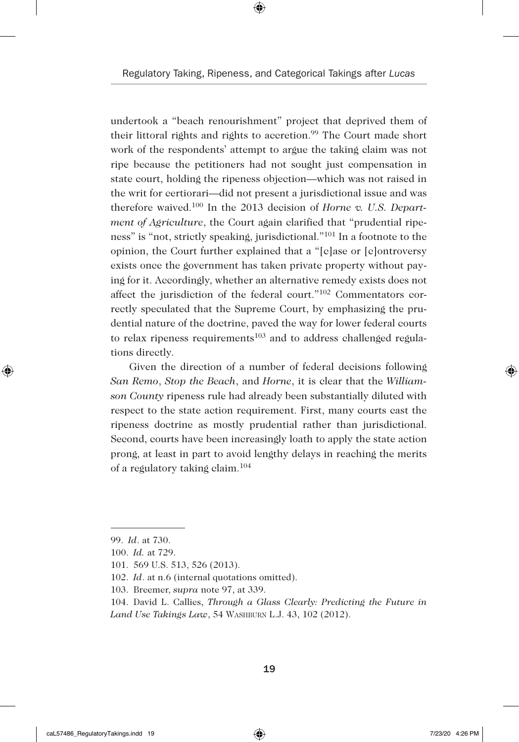undertook a "beach renourishment" project that deprived them of their littoral rights and rights to accretion.[99] The Court made short work of the respondents' attempt to argue the taking claim was not ripe because the petitioners had not sought just compensation in state court, holding the ripeness objection—which was not raised in the writ for certiorari—did not present a jurisdictional issue and was therefore waived.[100] In the 2013 decision of *Horne v. U.S. Department of Agriculture*, the Court again clarified that "prudential ripeness" is "not, strictly speaking, jurisdictional."[101] In a footnote to the opinion, the Court further explained that a "[c]ase or [c]ontroversy exists once the government has taken private property without paying for it. Accordingly, whether an alternative remedy exists does not affect the jurisdiction of the federal court."[102] Commentators correctly speculated that the Supreme Court, by emphasizing the prudential nature of the doctrine, paved the way for lower federal courts to relax ripeness requirements[103] and to address challenged regulations directly.

Given the direction of a number of federal decisions following *San Remo*, *Stop the Beach*, and *Horne*, it is clear that the *Williamson County* ripeness rule had already been substantially diluted with respect to the state action requirement. First, many courts cast the ripeness doctrine as mostly prudential rather than jurisdictional. Second, courts have been increasingly loath to apply the state action prong, at least in part to avoid lengthy delays in reaching the merits of a regulatory taking claim.[104]

---

99. *Id*. at 730.

100. *Id.* at 729.

101. 569 U.S. 513, 526 (2013).

102. *Id*. at n.6 (internal quotations omitted).

103. Breemer, *supra* note 97, at 339.

104. David L. Callies, *Through a Glass Clearly: Predicting the Future in Land Use Takings Law*, 54 WASHBURN L.J. 43, 102 (2012).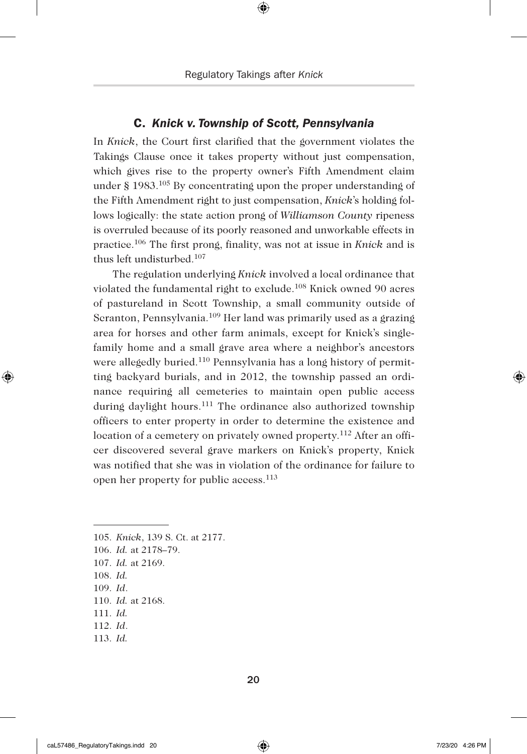### C. *Knick v. Township of Scott, Pennsylvania*

In *Knick*, the Court first clarified that the government violates the Takings Clause once it takes property without just compensation, which gives rise to the property owner's Fifth Amendment claim under § 1983.[105] By concentrating upon the proper understanding of the Fifth Amendment right to just compensation, *Knick*'s holding follows logically: the state action prong of *Williamson County* ripeness is overruled because of its poorly reasoned and unworkable effects in practice.[106] The first prong, finality, was not at issue in *Knick* and is thus left undisturbed.[107]

The regulation underlying *Knick* involved a local ordinance that violated the fundamental right to exclude.[108] Knick owned 90 acres of pastureland in Scott Township, a small community outside of Scranton, Pennsylvania.[109] Her land was primarily used as a grazing area for horses and other farm animals, except for Knick's single-family home and a small grave area where a neighbor's ancestors were allegedly buried.[110] Pennsylvania has a long history of permitting backyard burials, and in 2012, the township passed an ordinance requiring all cemeteries to maintain open public access during daylight hours.[111] The ordinance also authorized township officers to enter property in order to determine the existence and location of a cemetery on privately owned property.[112] After an officer discovered several grave markers on Knick's property, Knick was notified that she was in violation of the ordinance for failure to open her property for public access.[113]

---

105. *Knick*, 139 S. Ct. at 2177.
106. *Id.* at 2178–79.
107. *Id.* at 2169.
108. *Id.*
109. *Id*.
110. *Id.* at 2168.
111. *Id.*
112. *Id*.
113. *Id.*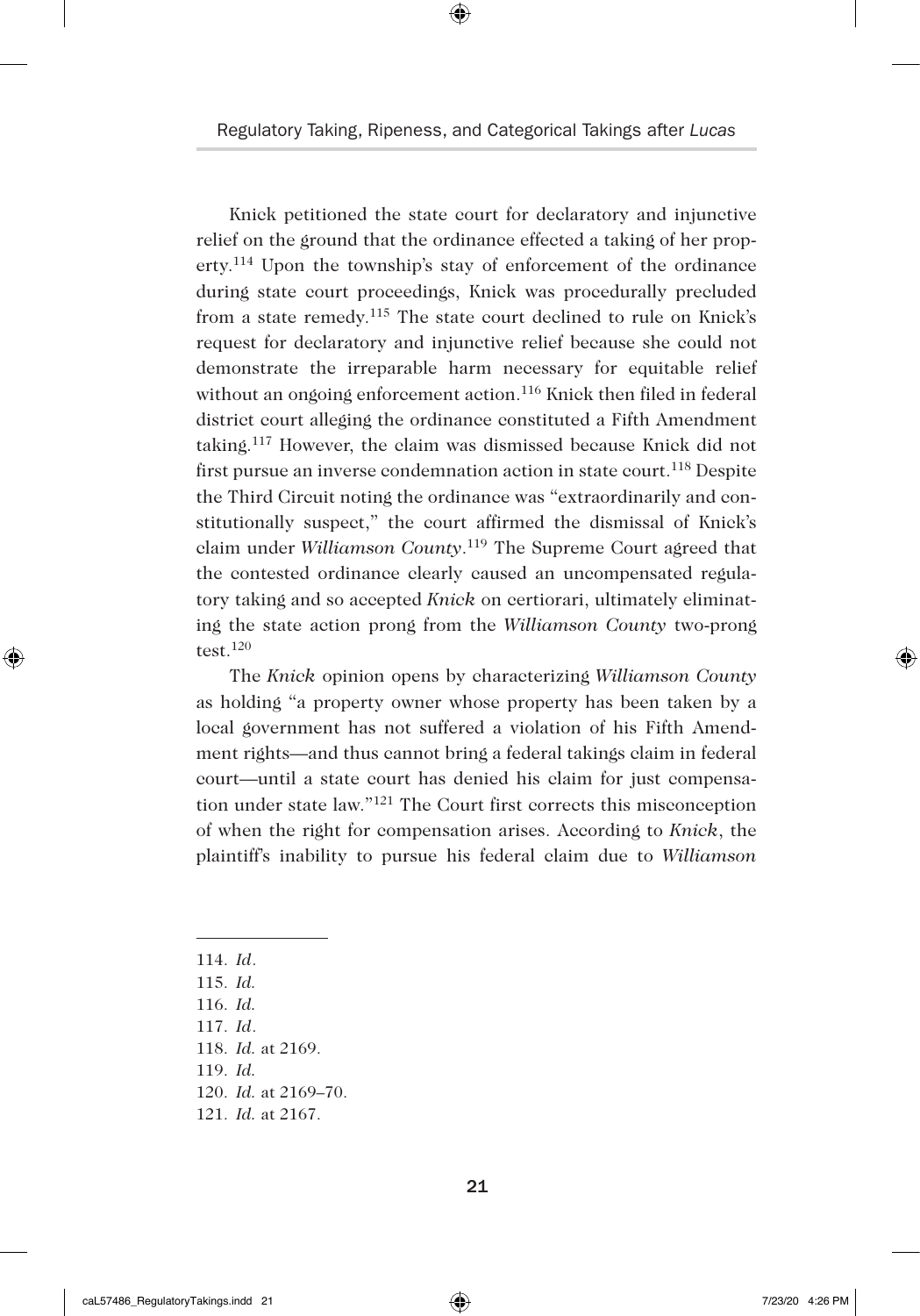Knick petitioned the state court for declaratory and injunctive relief on the ground that the ordinance effected a taking of her property.[114] Upon the township's stay of enforcement of the ordinance during state court proceedings, Knick was procedurally precluded from a state remedy.[115] The state court declined to rule on Knick's request for declaratory and injunctive relief because she could not demonstrate the irreparable harm necessary for equitable relief without an ongoing enforcement action.[116] Knick then filed in federal district court alleging the ordinance constituted a Fifth Amendment taking.[117] However, the claim was dismissed because Knick did not first pursue an inverse condemnation action in state court.[118] Despite the Third Circuit noting the ordinance was "extraordinarily and constitutionally suspect," the court affirmed the dismissal of Knick's claim under *Williamson County*.[119] The Supreme Court agreed that the contested ordinance clearly caused an uncompensated regulatory taking and so accepted *Knick* on certiorari, ultimately eliminating the state action prong from the *Williamson County* two-prong test.[120]

The *Knick* opinion opens by characterizing *Williamson County* as holding "a property owner whose property has been taken by a local government has not suffered a violation of his Fifth Amendment rights—and thus cannot bring a federal takings claim in federal court—until a state court has denied his claim for just compensation under state law."[121] The Court first corrects this misconception of when the right for compensation arises. According to *Knick*, the plaintiff's inability to pursue his federal claim due to *Williamson*

---

114. *Id*.
115. *Id.*
116. *Id.*
117. *Id*.
118. *Id.* at 2169.
119. *Id.*
120. *Id.* at 2169–70.
121. *Id.* at 2167.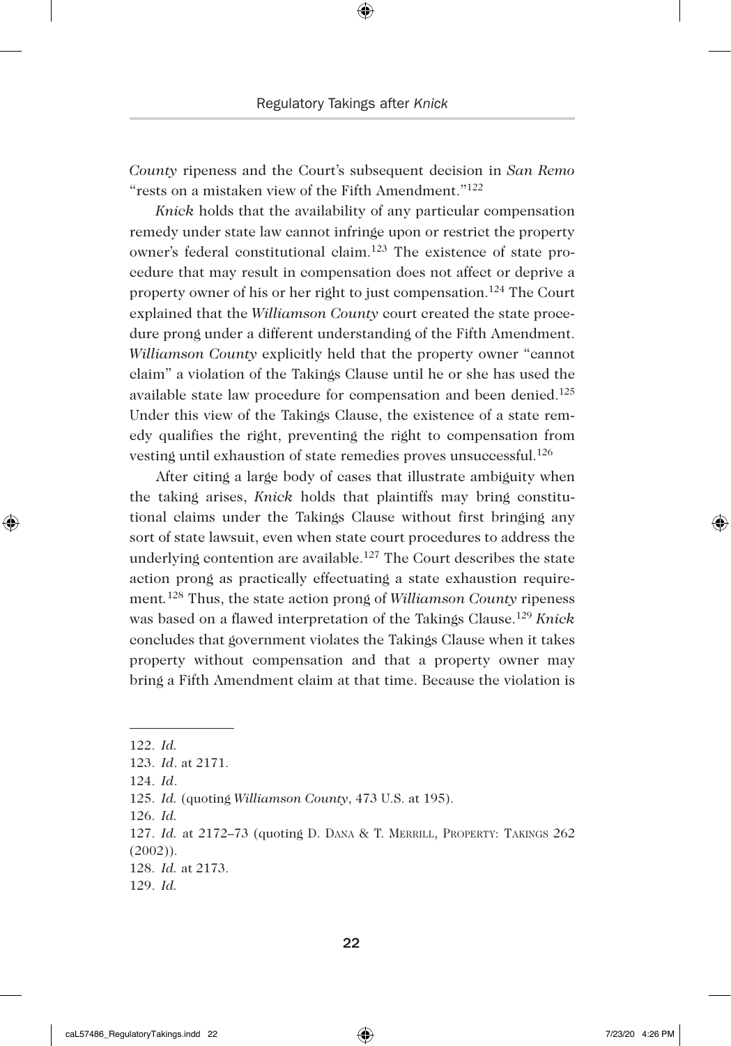*County* ripeness and the Court's subsequent decision in *San Remo* "rests on a mistaken view of the Fifth Amendment."[122]

*Knick* holds that the availability of any particular compensation remedy under state law cannot infringe upon or restrict the property owner's federal constitutional claim.[123] The existence of state procedure that may result in compensation does not affect or deprive a property owner of his or her right to just compensation.[124] The Court explained that the *Williamson County* court created the state procedure prong under a different understanding of the Fifth Amendment. *Williamson County* explicitly held that the property owner "cannot claim" a violation of the Takings Clause until he or she has used the available state law procedure for compensation and been denied.[125] Under this view of the Takings Clause, the existence of a state remedy qualifies the right, preventing the right to compensation from vesting until exhaustion of state remedies proves unsuccessful.[126]

After citing a large body of cases that illustrate ambiguity when the taking arises, *Knick* holds that plaintiffs may bring constitutional claims under the Takings Clause without first bringing any sort of state lawsuit, even when state court procedures to address the underlying contention are available.[127] The Court describes the state action prong as practically effectuating a state exhaustion requirement.[128] Thus, the state action prong of *Williamson County* ripeness was based on a flawed interpretation of the Takings Clause.[129] *Knick* concludes that government violates the Takings Clause when it takes property without compensation and that a property owner may bring a Fifth Amendment claim at that time. Because the violation is

---

122. *Id.*
123. *Id*. at 2171.
124. *Id*.
125. *Id.* (quoting *Williamson County*, 473 U.S. at 195).
126. *Id.*
127. *Id.* at 2172–73 (quoting D. Dana & T. Merrill, Property: Takings 262 (2002)).
128. *Id.* at 2173.
129. *Id.*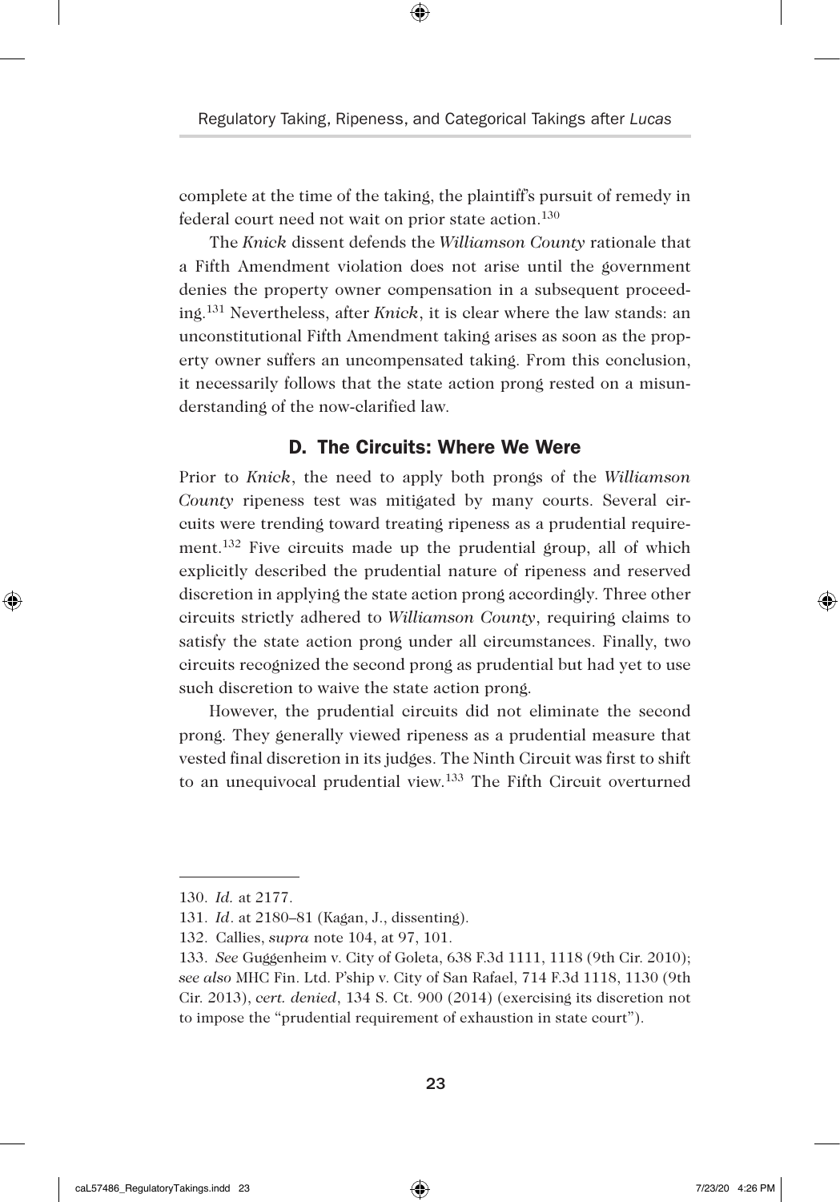complete at the time of the taking, the plaintiff's pursuit of remedy in federal court need not wait on prior state action.[130]

The *Knick* dissent defends the *Williamson County* rationale that a Fifth Amendment violation does not arise until the government denies the property owner compensation in a subsequent proceeding.[131] Nevertheless, after *Knick*, it is clear where the law stands: an unconstitutional Fifth Amendment taking arises as soon as the property owner suffers an uncompensated taking. From this conclusion, it necessarily follows that the state action prong rested on a misunderstanding of the now-clarified law.

### D. The Circuits: Where We Were

Prior to *Knick*, the need to apply both prongs of the *Williamson County* ripeness test was mitigated by many courts. Several circuits were trending toward treating ripeness as a prudential requirement.[132] Five circuits made up the prudential group, all of which explicitly described the prudential nature of ripeness and reserved discretion in applying the state action prong accordingly. Three other circuits strictly adhered to *Williamson County*, requiring claims to satisfy the state action prong under all circumstances. Finally, two circuits recognized the second prong as prudential but had yet to use such discretion to waive the state action prong.

However, the prudential circuits did not eliminate the second prong. They generally viewed ripeness as a prudential measure that vested final discretion in its judges. The Ninth Circuit was first to shift to an unequivocal prudential view.[133] The Fifth Circuit overturned

---

130. *Id.* at 2177.

131. *Id*. at 2180–81 (Kagan, J., dissenting).

132. Callies, *supra* note 104, at 97, 101.

133. *See* Guggenheim v. City of Goleta, 638 F.3d 1111, 1118 (9th Cir. 2010); *see also* MHC Fin. Ltd. P'ship v. City of San Rafael, 714 F.3d 1118, 1130 (9th Cir. 2013), *cert. denied*, 134 S. Ct. 900 (2014) (exercising its discretion not to impose the "prudential requirement of exhaustion in state court").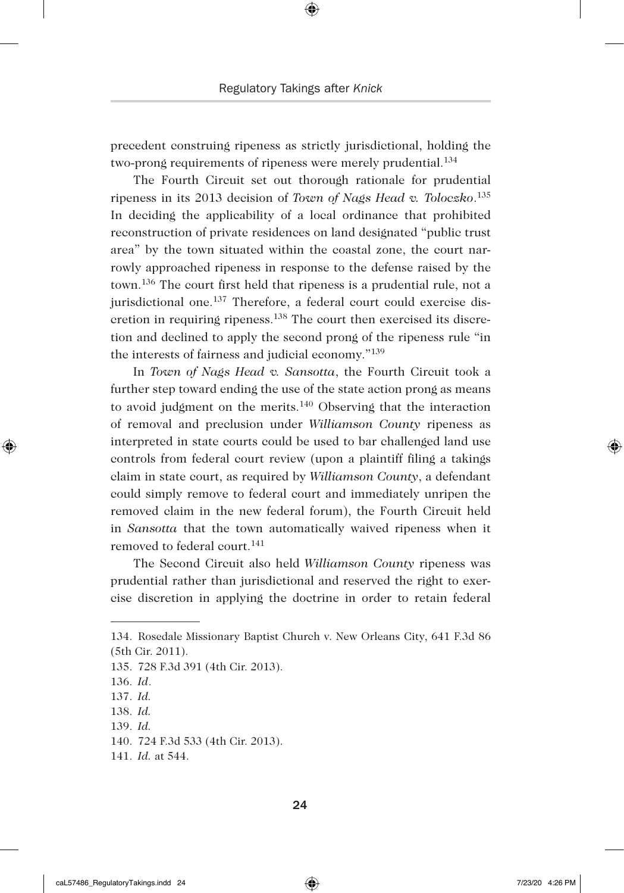precedent construing ripeness as strictly jurisdictional, holding the two-prong requirements of ripeness were merely prudential.[134]

The Fourth Circuit set out thorough rationale for prudential ripeness in its 2013 decision of *Town of Nags Head v. Toloczko*.[135] In deciding the applicability of a local ordinance that prohibited reconstruction of private residences on land designated "public trust area" by the town situated within the coastal zone, the court narrowly approached ripeness in response to the defense raised by the town.[136] The court first held that ripeness is a prudential rule, not a jurisdictional one.[137] Therefore, a federal court could exercise discretion in requiring ripeness.[138] The court then exercised its discretion and declined to apply the second prong of the ripeness rule "in the interests of fairness and judicial economy."[139]

In *Town of Nags Head v. Sansotta*, the Fourth Circuit took a further step toward ending the use of the state action prong as means to avoid judgment on the merits.[140] Observing that the interaction of removal and preclusion under *Williamson County* ripeness as interpreted in state courts could be used to bar challenged land use controls from federal court review (upon a plaintiff filing a takings claim in state court, as required by *Williamson County*, a defendant could simply remove to federal court and immediately unripen the removed claim in the new federal forum), the Fourth Circuit held in *Sansotta* that the town automatically waived ripeness when it removed to federal court.[141]

The Second Circuit also held *Williamson County* ripeness was prudential rather than jurisdictional and reserved the right to exercise discretion in applying the doctrine in order to retain federal

---

134. Rosedale Missionary Baptist Church v. New Orleans City, 641 F.3d 86 (5th Cir. 2011).

135. 728 F.3d 391 (4th Cir. 2013).

136. *Id*.

137. *Id.*

138. *Id.*

139. *Id.*

140. 724 F.3d 533 (4th Cir. 2013).

141. *Id.* at 544.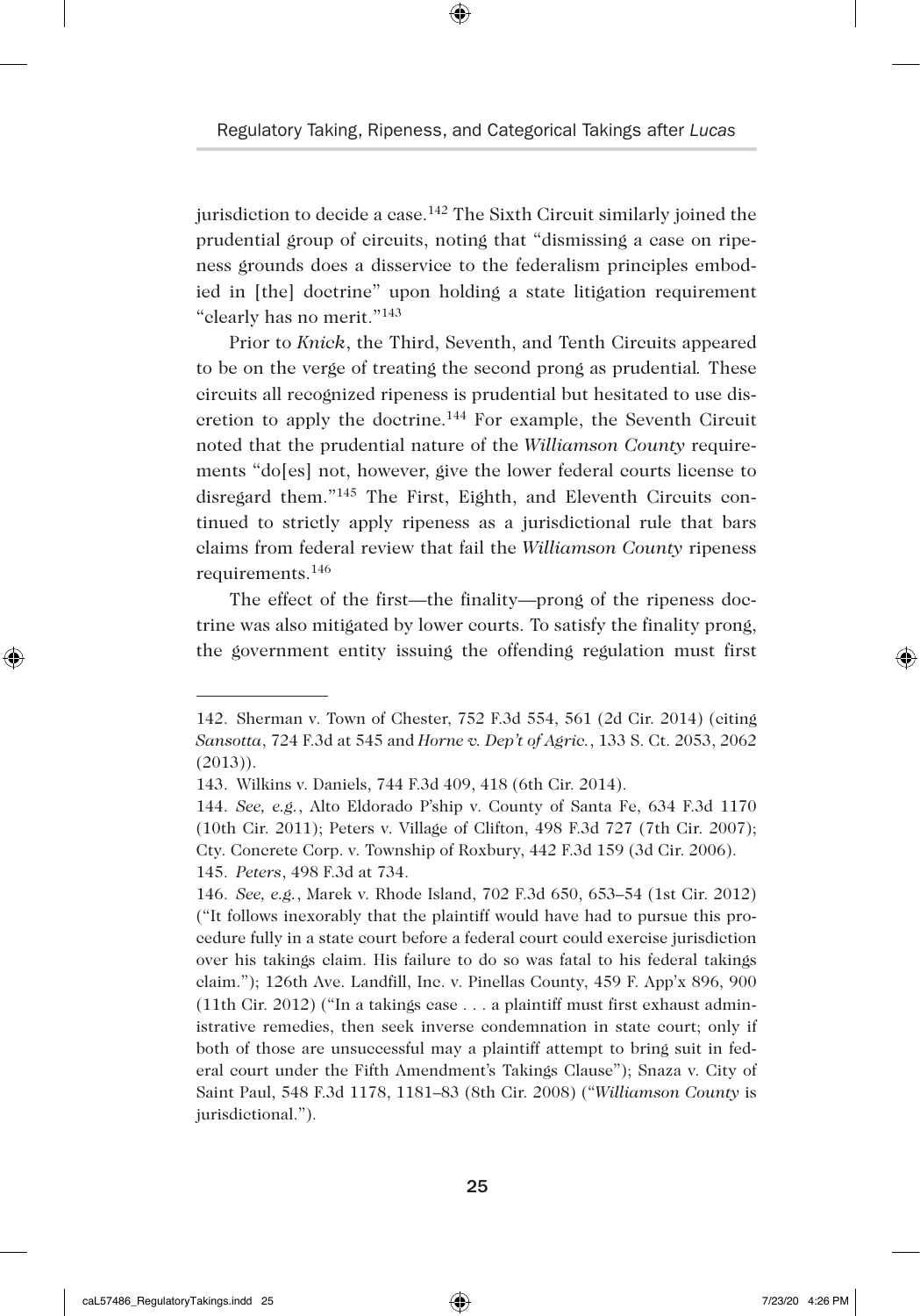jurisdiction to decide a case.[142] The Sixth Circuit similarly joined the prudential group of circuits, noting that "dismissing a case on ripeness grounds does a disservice to the federalism principles embodied in [the] doctrine" upon holding a state litigation requirement "clearly has no merit."[143]

Prior to *Knick*, the Third, Seventh, and Tenth Circuits appeared to be on the verge of treating the second prong as prudential. These circuits all recognized ripeness is prudential but hesitated to use discretion to apply the doctrine.[144] For example, the Seventh Circuit noted that the prudential nature of the *Williamson County* requirements "do[es] not, however, give the lower federal courts license to disregard them."[145] The First, Eighth, and Eleventh Circuits continued to strictly apply ripeness as a jurisdictional rule that bars claims from federal review that fail the *Williamson County* ripeness requirements.[146]

The effect of the first—the finality—prong of the ripeness doctrine was also mitigated by lower courts. To satisfy the finality prong, the government entity issuing the offending regulation must first

---

142. Sherman v. Town of Chester, 752 F.3d 554, 561 (2d Cir. 2014) (citing *Sansotta*, 724 F.3d at 545 and *Horne v. Dep't of Agric.*, 133 S. Ct. 2053, 2062 (2013)).

143. Wilkins v. Daniels, 744 F.3d 409, 418 (6th Cir. 2014).

144. *See, e.g.*, Alto Eldorado P'ship v. County of Santa Fe, 634 F.3d 1170 (10th Cir. 2011); Peters v. Village of Clifton, 498 F.3d 727 (7th Cir. 2007); Cty. Concrete Corp. v. Township of Roxbury, 442 F.3d 159 (3d Cir. 2006).

145. *Peters*, 498 F.3d at 734.

146. *See, e.g.*, Marek v. Rhode Island, 702 F.3d 650, 653–54 (1st Cir. 2012) ("It follows inexorably that the plaintiff would have had to pursue this procedure fully in a state court before a federal court could exercise jurisdiction over his takings claim. His failure to do so was fatal to his federal takings claim."); 126th Ave. Landfill, Inc. v. Pinellas County, 459 F. App'x 896, 900 (11th Cir. 2012) ("In a takings case . . . a plaintiff must first exhaust administrative remedies, then seek inverse condemnation in state court; only if both of those are unsuccessful may a plaintiff attempt to bring suit in federal court under the Fifth Amendment's Takings Clause"); Snaza v. City of Saint Paul, 548 F.3d 1178, 1181–83 (8th Cir. 2008) ("*Williamson County* is jurisdictional.").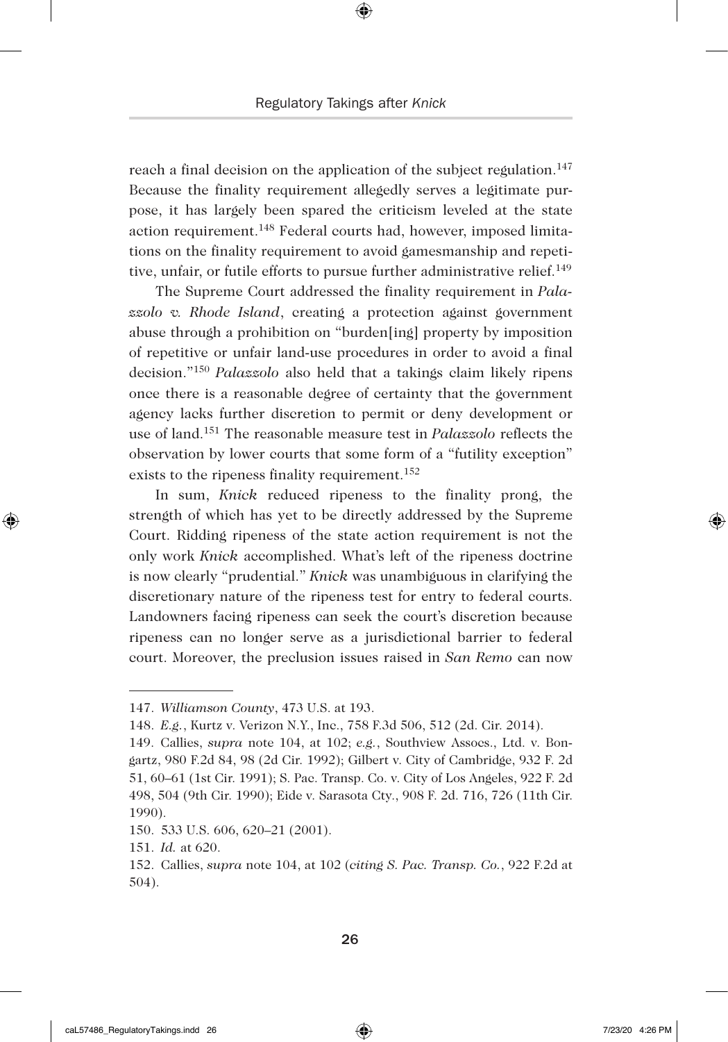reach a final decision on the application of the subject regulation.[147] Because the finality requirement allegedly serves a legitimate purpose, it has largely been spared the criticism leveled at the state action requirement.[148] Federal courts had, however, imposed limitations on the finality requirement to avoid gamesmanship and repetitive, unfair, or futile efforts to pursue further administrative relief.[149]

The Supreme Court addressed the finality requirement in *Palazzolo v. Rhode Island*, creating a protection against government abuse through a prohibition on "burden[ing] property by imposition of repetitive or unfair land-use procedures in order to avoid a final decision."[150] *Palazzolo* also held that a takings claim likely ripens once there is a reasonable degree of certainty that the government agency lacks further discretion to permit or deny development or use of land.[151] The reasonable measure test in *Palazzolo* reflects the observation by lower courts that some form of a "futility exception" exists to the ripeness finality requirement.[152]

In sum, *Knick* reduced ripeness to the finality prong, the strength of which has yet to be directly addressed by the Supreme Court. Ridding ripeness of the state action requirement is not the only work *Knick* accomplished. What's left of the ripeness doctrine is now clearly "prudential." *Knick* was unambiguous in clarifying the discretionary nature of the ripeness test for entry to federal courts. Landowners facing ripeness can seek the court's discretion because ripeness can no longer serve as a jurisdictional barrier to federal court. Moreover, the preclusion issues raised in *San Remo* can now

---

147. *Williamson County*, 473 U.S. at 193.

148. *E.g.*, Kurtz v. Verizon N.Y., Inc., 758 F.3d 506, 512 (2d. Cir. 2014).

149. Callies, *supra* note 104, at 102; *e.g.*, Southview Assocs., Ltd. v. Bongartz, 980 F.2d 84, 98 (2d Cir. 1992); Gilbert v. City of Cambridge, 932 F. 2d 51, 60–61 (1st Cir. 1991); S. Pac. Transp. Co. v. City of Los Angeles, 922 F. 2d 498, 504 (9th Cir. 1990); Eide v. Sarasota Cty., 908 F. 2d. 716, 726 (11th Cir. 1990).

150. 533 U.S. 606, 620–21 (2001).

151. *Id.* at 620.

152. Callies, *supra* note 104, at 102 (*citing S. Pac. Transp. Co.*, 922 F.2d at 504).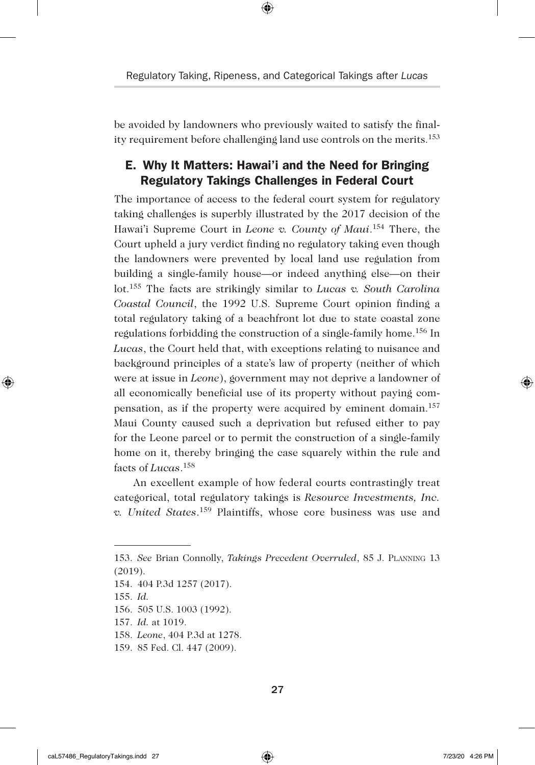be avoided by landowners who previously waited to satisfy the finality requirement before challenging land use controls on the merits.[153]

## E. Why It Matters: Hawai'i and the Need for Bringing Regulatory Takings Challenges in Federal Court

The importance of access to the federal court system for regulatory taking challenges is superbly illustrated by the 2017 decision of the Hawai'i Supreme Court in *Leone v. County of Maui*.[154] There, the Court upheld a jury verdict finding no regulatory taking even though the landowners were prevented by local land use regulation from building a single-family house—or indeed anything else—on their lot.[155] The facts are strikingly similar to *Lucas v. South Carolina Coastal Council*, the 1992 U.S. Supreme Court opinion finding a total regulatory taking of a beachfront lot due to state coastal zone regulations forbidding the construction of a single-family home.[156] In *Lucas*, the Court held that, with exceptions relating to nuisance and background principles of a state's law of property (neither of which were at issue in *Leone*), government may not deprive a landowner of all economically beneficial use of its property without paying compensation, as if the property were acquired by eminent domain.[157] Maui County caused such a deprivation but refused either to pay for the Leone parcel or to permit the construction of a single-family home on it, thereby bringing the case squarely within the rule and facts of *Lucas*.[158]

An excellent example of how federal courts contrastingly treat categorical, total regulatory takings is *Resource Investments, Inc. v. United States*.[159] Plaintiffs, whose core business was use and

---

153. *See* Brian Connolly, *Takings Precedent Overruled*, 85 J. Planning 13 (2019).

154. 404 P.3d 1257 (2017).

155. *Id.*

156. 505 U.S. 1003 (1992).

157. *Id.* at 1019.

158. *Leone*, 404 P.3d at 1278.

159. 85 Fed. Cl. 447 (2009).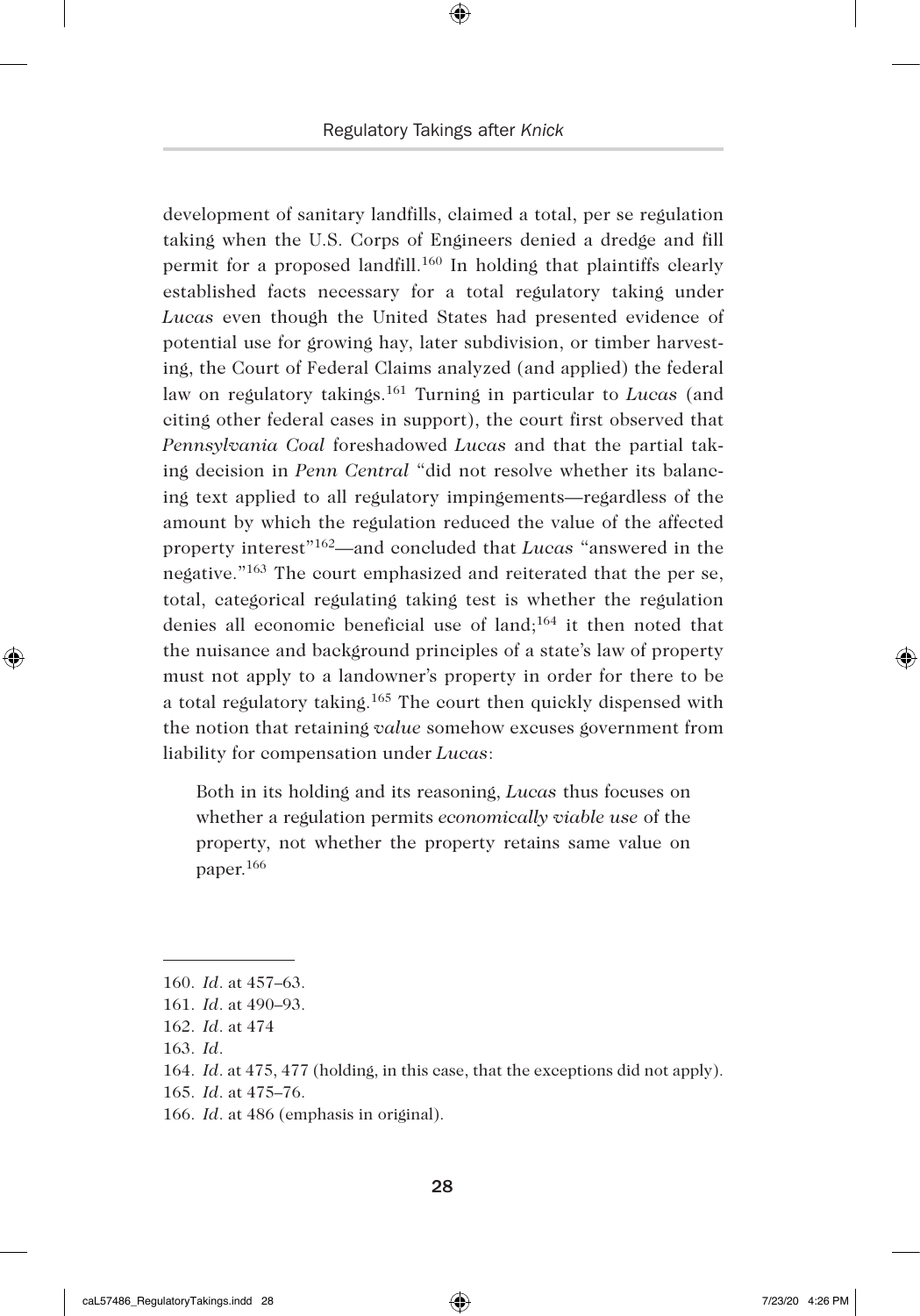development of sanitary landfills, claimed a total, per se regulation taking when the U.S. Corps of Engineers denied a dredge and fill permit for a proposed landfill.[160] In holding that plaintiffs clearly established facts necessary for a total regulatory taking under *Lucas* even though the United States had presented evidence of potential use for growing hay, later subdivision, or timber harvesting, the Court of Federal Claims analyzed (and applied) the federal law on regulatory takings.[161] Turning in particular to *Lucas* (and citing other federal cases in support), the court first observed that *Pennsylvania Coal* foreshadowed *Lucas* and that the partial taking decision in *Penn Central* "did not resolve whether its balancing text applied to all regulatory impingements—regardless of the amount by which the regulation reduced the value of the affected property interest"[162]—and concluded that *Lucas* "answered in the negative."[163] The court emphasized and reiterated that the per se, total, categorical regulating taking test is whether the regulation denies all economic beneficial use of land;[164] it then noted that the nuisance and background principles of a state's law of property must not apply to a landowner's property in order for there to be a total regulatory taking.[165] The court then quickly dispensed with the notion that retaining *value* somehow excuses government from liability for compensation under *Lucas*:

> Both in its holding and its reasoning, *Lucas* thus focuses on whether a regulation permits *economically viable use* of the property, not whether the property retains same value on paper.[166]

---

160. *Id*. at 457–63.

161. *Id*. at 490–93.

162. *Id*. at 474

163. *Id*.

164. *Id*. at 475, 477 (holding, in this case, that the exceptions did not apply).

165. *Id*. at 475–76.

166. *Id*. at 486 (emphasis in original).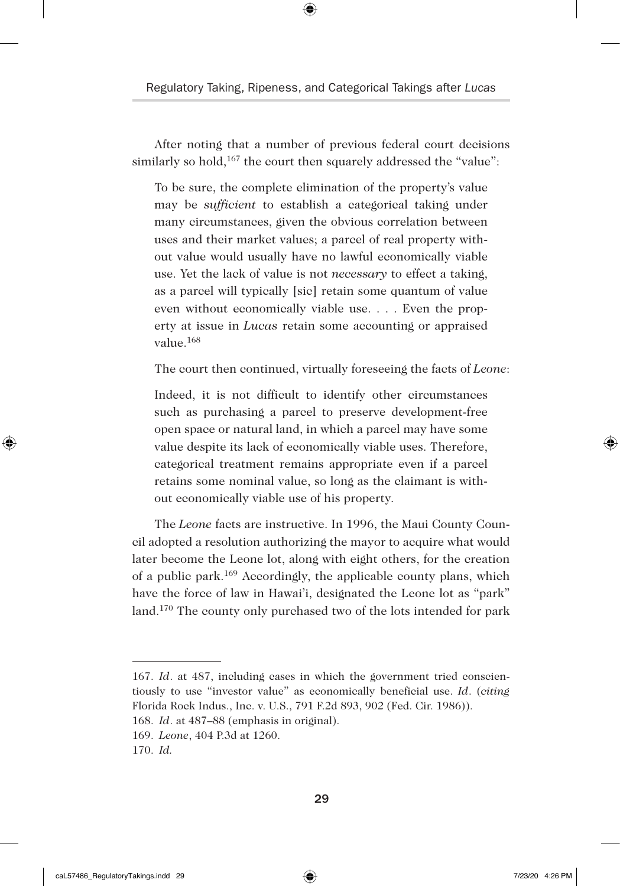After noting that a number of previous federal court decisions similarly so hold,[167] the court then squarely addressed the "value":

> To be sure, the complete elimination of the property's value may be *sufficient* to establish a categorical taking under many circumstances, given the obvious correlation between uses and their market values; a parcel of real property without value would usually have no lawful economically viable use. Yet the lack of value is not *necessary* to effect a taking, as a parcel will typically [sic] retain some quantum of value even without economically viable use. . . . Even the property at issue in *Lucas* retain some accounting or appraised value.[168]

The court then continued, virtually foreseeing the facts of *Leone*:

> Indeed, it is not difficult to identify other circumstances such as purchasing a parcel to preserve development-free open space or natural land, in which a parcel may have some value despite its lack of economically viable uses. Therefore, categorical treatment remains appropriate even if a parcel retains some nominal value, so long as the claimant is without economically viable use of his property.

The *Leone* facts are instructive. In 1996, the Maui County Council adopted a resolution authorizing the mayor to acquire what would later become the Leone lot, along with eight others, for the creation of a public park.[169] Accordingly, the applicable county plans, which have the force of law in Hawai'i, designated the Leone lot as "park" land.[170] The county only purchased two of the lots intended for park

---

167. *Id*. at 487, including cases in which the government tried conscientiously to use "investor value" as economically beneficial use. *Id*. (*citing* Florida Rock Indus., Inc. v. U.S., 791 F.2d 893, 902 (Fed. Cir. 1986)).

168. *Id*. at 487–88 (emphasis in original).

169. *Leone*, 404 P.3d at 1260.

170. *Id.*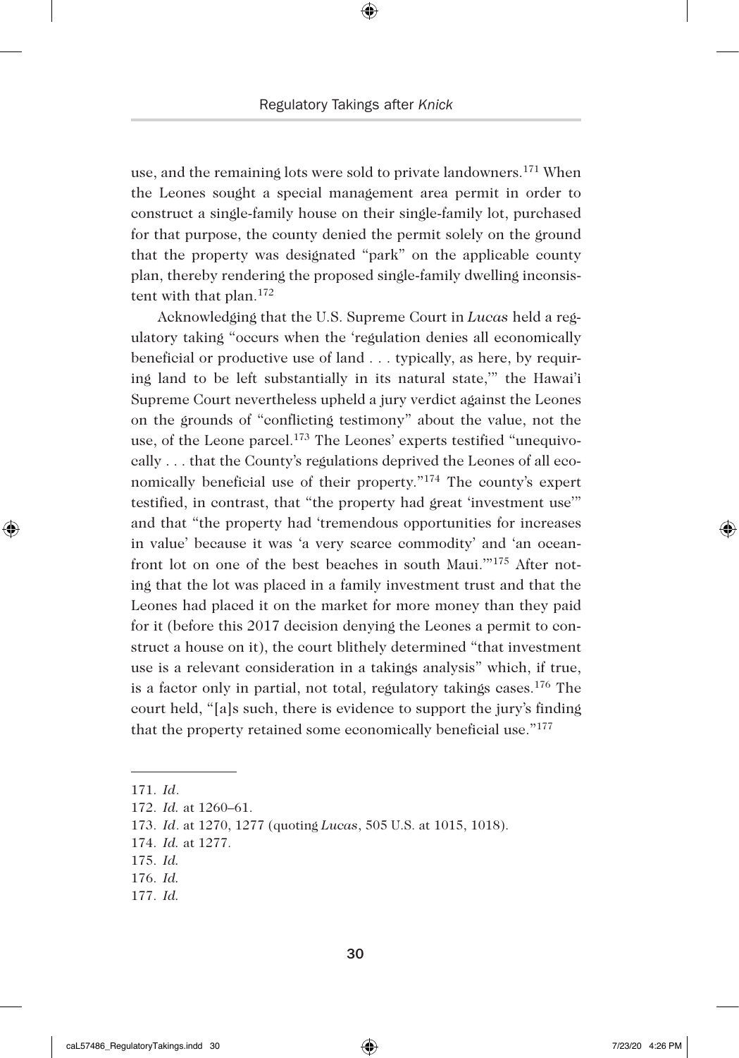use, and the remaining lots were sold to private landowners.[171] When the Leones sought a special management area permit in order to construct a single-family house on their single-family lot, purchased for that purpose, the county denied the permit solely on the ground that the property was designated "park" on the applicable county plan, thereby rendering the proposed single-family dwelling inconsistent with that plan.[172]

Acknowledging that the U.S. Supreme Court in *Lucas* held a regulatory taking "occurs when the 'regulation denies all economically beneficial or productive use of land . . . typically, as here, by requiring land to be left substantially in its natural state,'" the Hawai'i Supreme Court nevertheless upheld a jury verdict against the Leones on the grounds of "conflicting testimony" about the value, not the use, of the Leone parcel.[173] The Leones' experts testified "unequivocally . . . that the County's regulations deprived the Leones of all economically beneficial use of their property."[174] The county's expert testified, in contrast, that "the property had great 'investment use'" and that "the property had 'tremendous opportunities for increases in value' because it was 'a very scarce commodity' and 'an oceanfront lot on one of the best beaches in south Maui.'"[175] After noting that the lot was placed in a family investment trust and that the Leones had placed it on the market for more money than they paid for it (before this 2017 decision denying the Leones a permit to construct a house on it), the court blithely determined "that investment use is a relevant consideration in a takings analysis" which, if true, is a factor only in partial, not total, regulatory takings cases.[176] The court held, "[a]s such, there is evidence to support the jury's finding that the property retained some economically beneficial use."[177]

---

171. *Id*.
172. *Id.* at 1260–61.
173. *Id*. at 1270, 1277 (quoting *Lucas*, 505 U.S. at 1015, 1018).
174. *Id.* at 1277.
175. *Id.*
176. *Id.*
177. *Id.*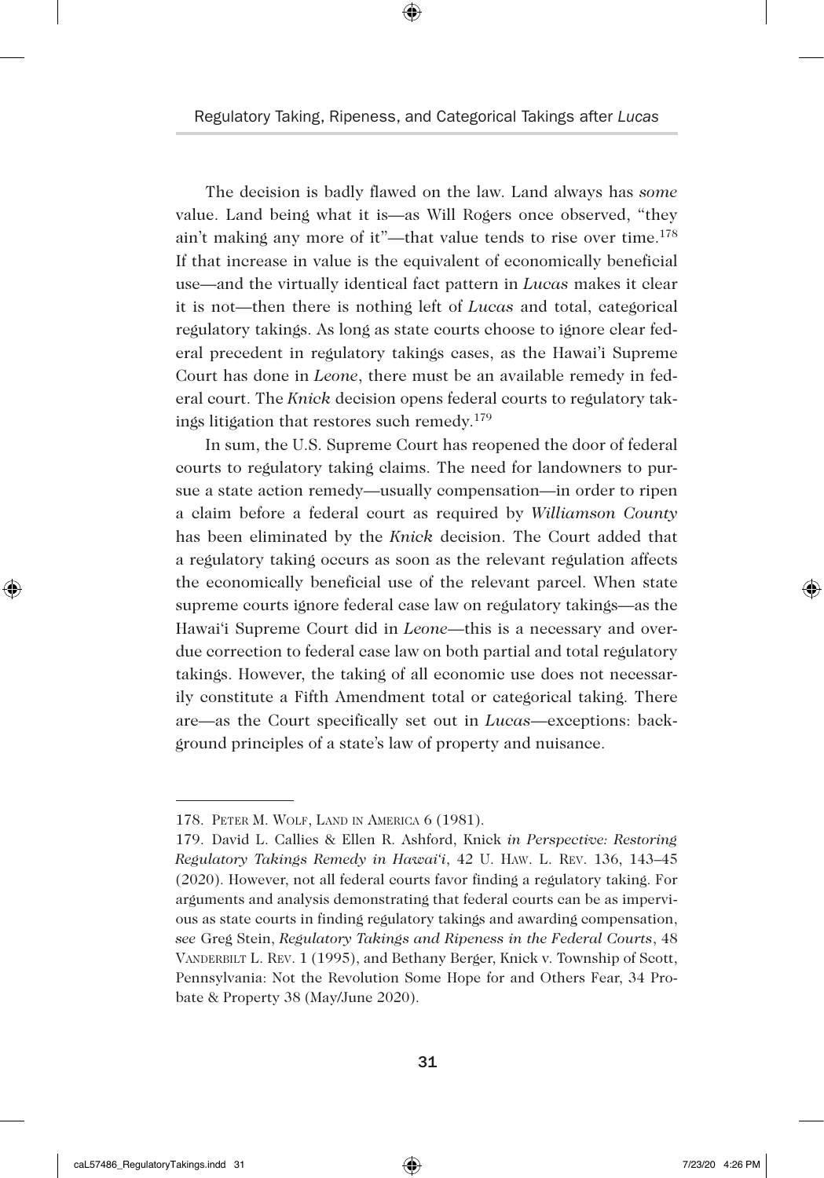The decision is badly flawed on the law. Land always has *some* value. Land being what it is—as Will Rogers once observed, "they ain't making any more of it"—that value tends to rise over time.[178] If that increase in value is the equivalent of economically beneficial use—and the virtually identical fact pattern in *Lucas* makes it clear it is not—then there is nothing left of *Lucas* and total, categorical regulatory takings. As long as state courts choose to ignore clear federal precedent in regulatory takings cases, as the Hawai'i Supreme Court has done in *Leone*, there must be an available remedy in federal court. The *Knick* decision opens federal courts to regulatory takings litigation that restores such remedy.[179]

In sum, the U.S. Supreme Court has reopened the door of federal courts to regulatory taking claims. The need for landowners to pursue a state action remedy—usually compensation—in order to ripen a claim before a federal court as required by *Williamson County* has been eliminated by the *Knick* decision. The Court added that a regulatory taking occurs as soon as the relevant regulation affects the economically beneficial use of the relevant parcel. When state supreme courts ignore federal case law on regulatory takings—as the Hawai'i Supreme Court did in *Leone*—this is a necessary and overdue correction to federal case law on both partial and total regulatory takings. However, the taking of all economic use does not necessarily constitute a Fifth Amendment total or categorical taking. There are—as the Court specifically set out in *Lucas*—exceptions: background principles of a state's law of property and nuisance.

---

178. Peter M. Wolf, Land in America 6 (1981).

179. David L. Callies & Ellen R. Ashford, Knick *in Perspective: Restoring Regulatory Takings Remedy in Hawai'i*, 42 U. Haw. L. Rev. 136, 143–45 (2020). However, not all federal courts favor finding a regulatory taking. For arguments and analysis demonstrating that federal courts can be as impervious as state courts in finding regulatory takings and awarding compensation, *see* Greg Stein, *Regulatory Takings and Ripeness in the Federal Courts*, 48 Vanderbilt L. Rev. 1 (1995), and Bethany Berger, Knick v. Township of Scott, Pennsylvania: Not the Revolution Some Hope for and Others Fear, 34 Probate & Property 38 (May/June 2020).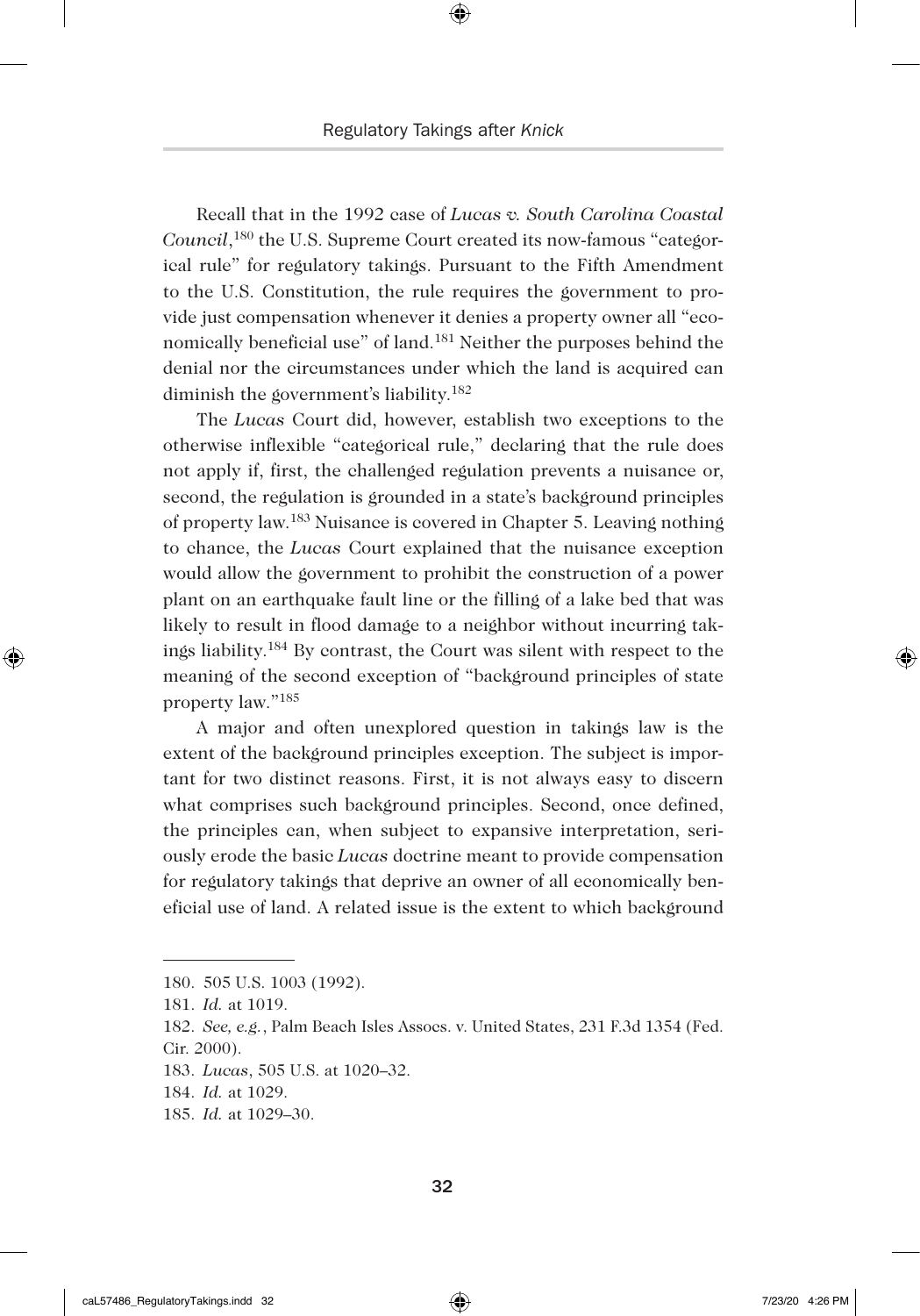Recall that in the 1992 case of *Lucas v. South Carolina Coastal Council*,[180] the U.S. Supreme Court created its now-famous "categorical rule" for regulatory takings. Pursuant to the Fifth Amendment to the U.S. Constitution, the rule requires the government to provide just compensation whenever it denies a property owner all "economically beneficial use" of land.[181] Neither the purposes behind the denial nor the circumstances under which the land is acquired can diminish the government's liability.[182]

The *Lucas* Court did, however, establish two exceptions to the otherwise inflexible "categorical rule," declaring that the rule does not apply if, first, the challenged regulation prevents a nuisance or, second, the regulation is grounded in a state's background principles of property law.[183] Nuisance is covered in Chapter 5. Leaving nothing to chance, the *Lucas* Court explained that the nuisance exception would allow the government to prohibit the construction of a power plant on an earthquake fault line or the filling of a lake bed that was likely to result in flood damage to a neighbor without incurring takings liability.[184] By contrast, the Court was silent with respect to the meaning of the second exception of "background principles of state property law."[185]

A major and often unexplored question in takings law is the extent of the background principles exception. The subject is important for two distinct reasons. First, it is not always easy to discern what comprises such background principles. Second, once defined, the principles can, when subject to expansive interpretation, seriously erode the basic *Lucas* doctrine meant to provide compensation for regulatory takings that deprive an owner of all economically beneficial use of land. A related issue is the extent to which background

---

180. 505 U.S. 1003 (1992).

181. *Id.* at 1019.

182. *See, e.g.*, Palm Beach Isles Assocs. v. United States, 231 F.3d 1354 (Fed. Cir. 2000).

183. *Lucas*, 505 U.S. at 1020–32.

184. *Id.* at 1029.

185. *Id.* at 1029–30.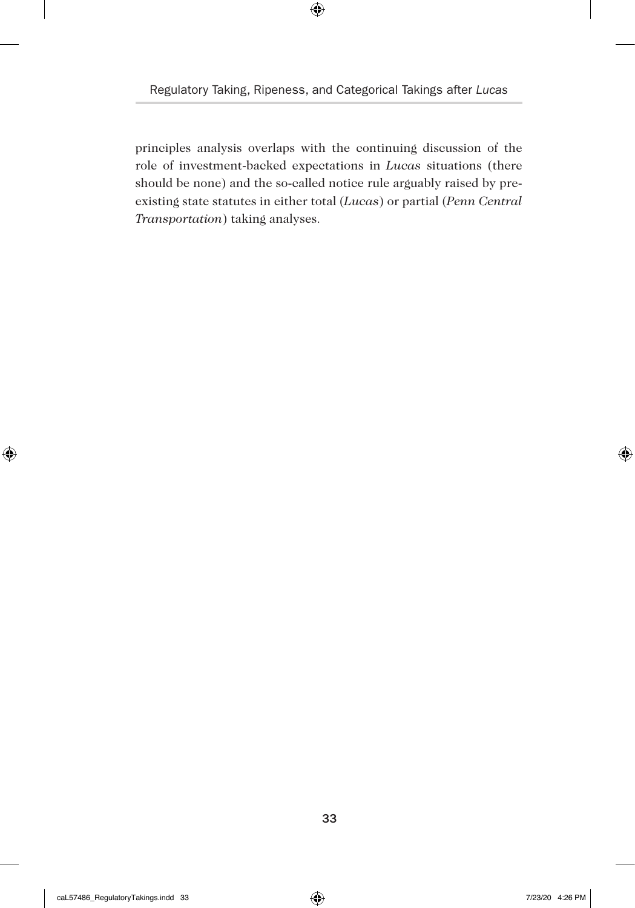principles analysis overlaps with the continuing discussion of the role of investment-backed expectations in *Lucas* situations (there should be none) and the so-called notice rule arguably raised by pre-existing state statutes in either total (*Lucas*) or partial (*Penn Central Transportation*) taking analyses.